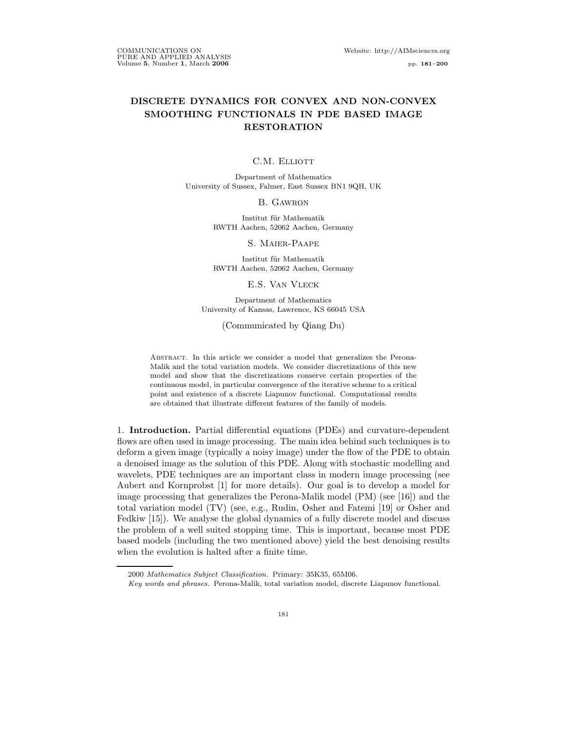# DISCRETE DYNAMICS FOR CONVEX AND NON-CONVEX SMOOTHING FUNCTIONALS IN PDE BASED IMAGE RESTORATION

C.M. Elliott

Department of Mathematics
University of Sussex, Falmer, East Sussex BN1 9QH, UK

B. Gawron

Institut für Mathematik
RWTH Aachen, 52062 Aachen, Germany

S. Maier-Paape

Institut für Mathematik
RWTH Aachen, 52062 Aachen, Germany

E.S. Van Vleck

Department of Mathematics
University of Kansas, Lawrence, KS 66045 USA

(Communicated by Qiang Du)

Abstract. In this article we consider a model that generalizes the Perona-Malik and the total variation models. We consider discretizations of this new model and show that the discretizations conserve certain properties of the continuous model, in particular convergence of the iterative scheme to a critical point and existence of a discrete Liapunov functional. Computational results are obtained that illustrate different features of the family of models.

## 1. Introduction.

Partial differential equations (PDEs) and curvature-dependent flows are often used in image processing. The main idea behind such techniques is to deform a given image (typically a noisy image) under the flow of the PDE to obtain a denoised image as the solution of this PDE. Along with stochastic modelling and wavelets, PDE techniques are an important class in modern image processing (see Aubert and Kornprobst [1] for more details). Our goal is to develop a model for image processing that generalizes the Perona-Malik model (PM) (see [16]) and the total variation model (TV) (see, e.g., Rudin, Osher and Fatemi [19] or Osher and Fedkiw [15]). We analyse the global dynamics of a fully discrete model and discuss the problem of a well suited stopping time. This is important, because most PDE based models (including the two mentioned above) yield the best denoising results when the evolution is halted after a finite time.

2000 *Mathematics Subject Classification.* Primary: 35K35, 65M06.

*Key words and phrases.* Perona-Malik, total variation model, discrete Liapunov functional.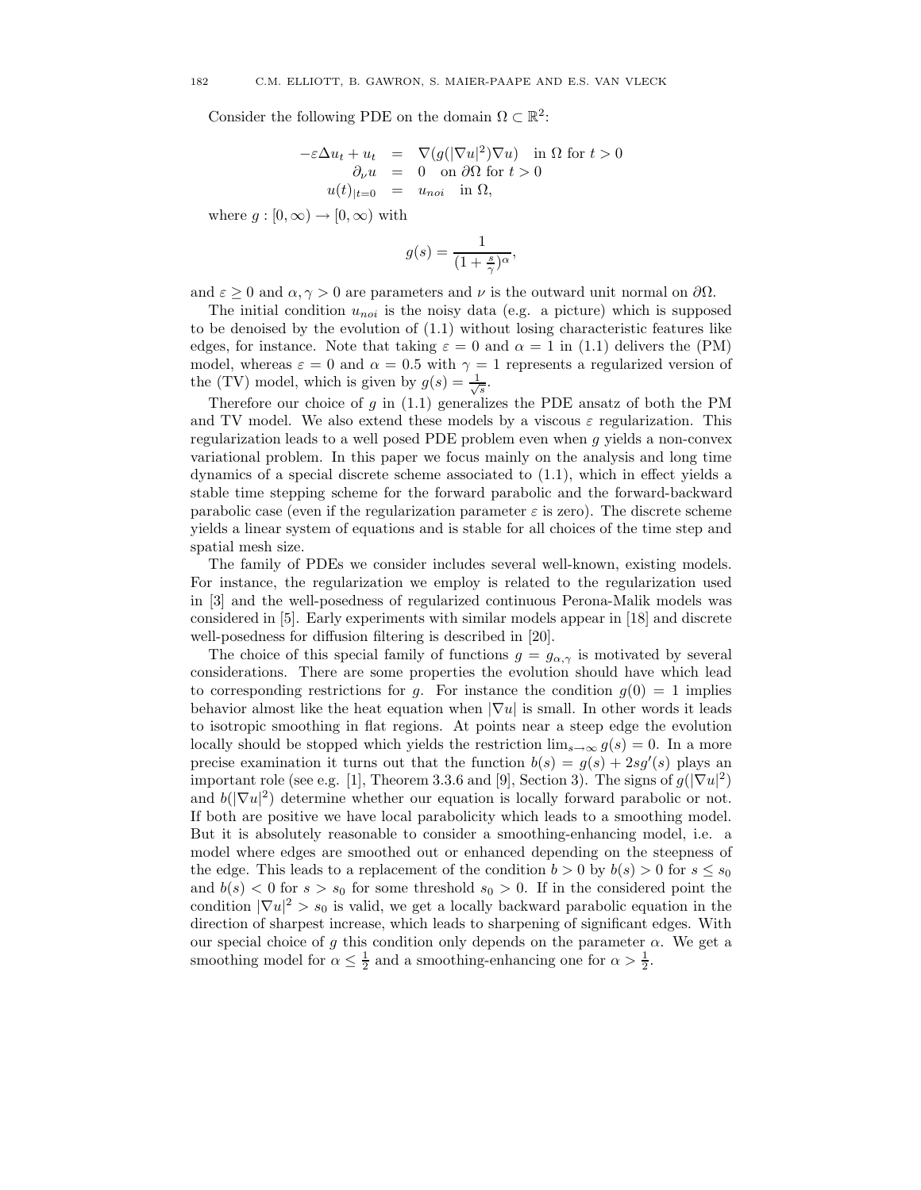Consider the following PDE on the domain $\Omega \subset \mathbb{R}^2$:

$$
\begin{aligned}
-\varepsilon \Delta u_t + u_t &= \nabla(g(|\nabla u|^2)\nabla u) \quad \text{in } \Omega \text{ for } t > 0 \\
\partial_\nu u &= 0 \quad \text{on } \partial\Omega \text{ for } t > 0 \\
u(t)_{|t=0} &= u_{noi} \quad \text{in } \Omega,
\end{aligned}
$$

where $g : [0, \infty) \to [0, \infty)$ with

$$
g(s) = \frac{1}{(1 + \frac{s}{\gamma})^\alpha},
$$

and $\varepsilon \geq 0$ and $\alpha, \gamma > 0$ are parameters and $\nu$ is the outward unit normal on $\partial\Omega$.

The initial condition $u_{noi}$ is the noisy data (e.g. a picture) which is supposed to be denoised by the evolution of (1.1) without losing characteristic features like edges, for instance. Note that taking $\varepsilon = 0$ and $\alpha = 1$ in (1.1) delivers the (PM) model, whereas $\varepsilon = 0$ and $\alpha = 0.5$ with $\gamma = 1$ represents a regularized version of the (TV) model, which is given by $g(s) = \frac{1}{\sqrt{s}}$.

Therefore our choice of $g$ in (1.1) generalizes the PDE ansatz of both the PM and TV model. We also extend these models by a viscous $\varepsilon$ regularization. This regularization leads to a well posed PDE problem even when $g$ yields a non-convex variational problem. In this paper we focus mainly on the analysis and long time dynamics of a special discrete scheme associated to (1.1), which in effect yields a stable time stepping scheme for the forward parabolic and the forward-backward parabolic case (even if the regularization parameter $\varepsilon$ is zero). The discrete scheme yields a linear system of equations and is stable for all choices of the time step and spatial mesh size.

The family of PDEs we consider includes several well-known, existing models. For instance, the regularization we employ is related to the regularization used in [3] and the well-posedness of regularized continuous Perona-Malik models was considered in [5]. Early experiments with similar models appear in [18] and discrete well-posedness for diffusion filtering is described in [20].

The choice of this special family of functions $g = g_{\alpha,\gamma}$ is motivated by several considerations. There are some properties the evolution should have which lead to corresponding restrictions for $g$. For instance the condition $g(0) = 1$ implies behavior almost like the heat equation when $|\nabla u|$ is small. In other words it leads to isotropic smoothing in flat regions. At points near a steep edge the evolution locally should be stopped which yields the restriction $\lim_{s\to\infty} g(s) = 0$. In a more precise examination it turns out that the function $b(s) = g(s) + 2sg'(s)$ plays an important role (see e.g. [1], Theorem 3.3.6 and [9], Section 3). The signs of $g(|\nabla u|^2)$ and $b(|\nabla u|^2)$ determine whether our equation is locally forward parabolic or not. If both are positive we have local parabolicity which leads to a smoothing model. But it is absolutely reasonable to consider a smoothing-enhancing model, i.e. a model where edges are smoothed out or enhanced depending on the steepness of the edge. This leads to a replacement of the condition $b > 0$ by $b(s) > 0$ for $s \leq s_0$ and $b(s) < 0$ for $s > s_0$ for some threshold $s_0 > 0$. If in the considered point the condition $|\nabla u|^2 > s_0$ is valid, we get a locally backward parabolic equation in the direction of sharpest increase, which leads to sharpening of significant edges. With our special choice of $g$ this condition only depends on the parameter $\alpha$. We get a smoothing model for $\alpha \leq \frac{1}{2}$ and a smoothing-enhancing one for $\alpha > \frac{1}{2}$.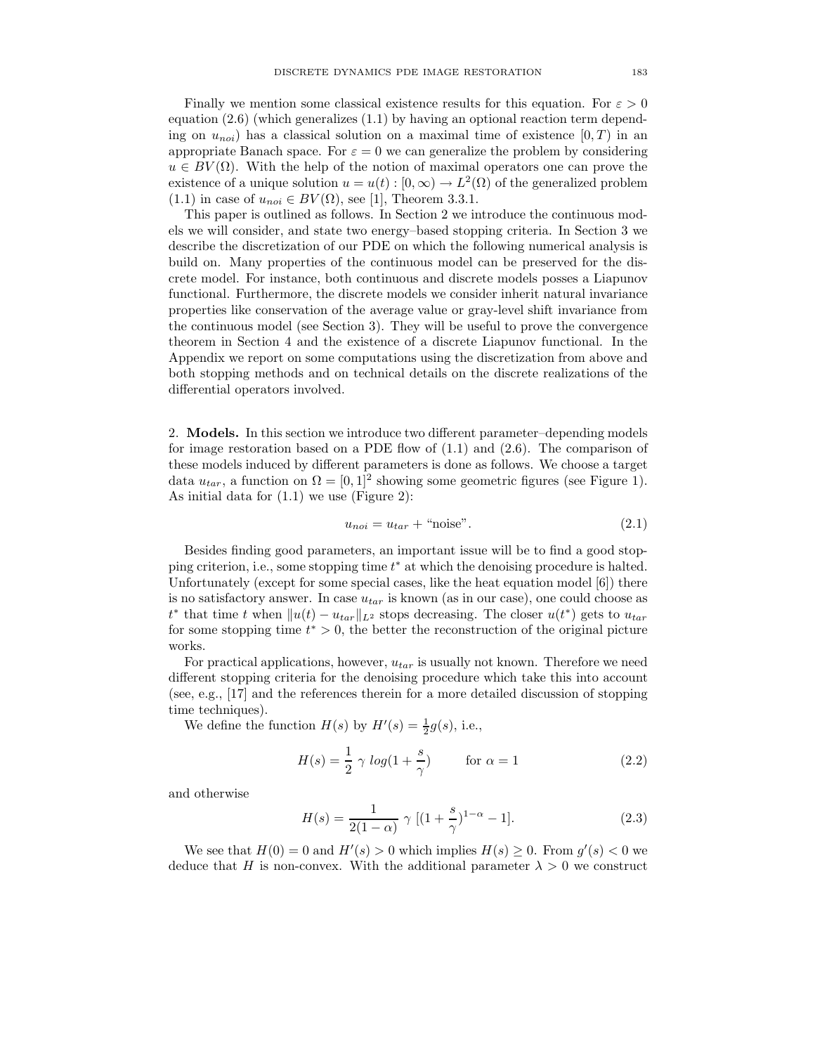Finally we mention some classical existence results for this equation. For $\varepsilon > 0$ equation (2.6) (which generalizes (1.1) by having an optional reaction term depending on $u_{noi}$) has a classical solution on a maximal time of existence $[0, T)$ in an appropriate Banach space. For $\varepsilon = 0$ we can generalize the problem by considering $u \in BV(\Omega)$. With the help of the notion of maximal operators one can prove the existence of a unique solution $u = u(t) : [0, \infty) \to L^2(\Omega)$ of the generalized problem (1.1) in case of $u_{noi} \in BV(\Omega)$, see [1], Theorem 3.3.1.

This paper is outlined as follows. In Section 2 we introduce the continuous models we will consider, and state two energy–based stopping criteria. In Section 3 we describe the discretization of our PDE on which the following numerical analysis is build on. Many properties of the continuous model can be preserved for the discrete model. For instance, both continuous and discrete models posses a Liapunov functional. Furthermore, the discrete models we consider inherit natural invariance properties like conservation of the average value or gray-level shift invariance from the continuous model (see Section 3). They will be useful to prove the convergence theorem in Section 4 and the existence of a discrete Liapunov functional. In the Appendix we report on some computations using the discretization from above and both stopping methods and on technical details on the discrete realizations of the differential operators involved.

## 2. **Models.**

In this section we introduce two different parameter–depending models for image restoration based on a PDE flow of (1.1) and (2.6). The comparison of these models induced by different parameters is done as follows. We choose a target data $u_{tar}$, a function on $\Omega = [0, 1]^2$ showing some geometric figures (see Figure 1). As initial data for (1.1) we use (Figure 2):

$$u_{noi} = u_{tar} + \text{"noise"}. \tag{2.1}$$

Besides finding good parameters, an important issue will be to find a good stopping criterion, i.e., some stopping time $t^*$ at which the denoising procedure is halted. Unfortunately (except for some special cases, like the heat equation model [6]) there is no satisfactory answer. In case $u_{tar}$ is known (as in our case), one could choose as $t^*$ that time $t$ when $\|u(t) - u_{tar}\|_{L^2}$ stops decreasing. The closer $u(t^*)$ gets to $u_{tar}$ for some stopping time $t^* > 0$, the better the reconstruction of the original picture works.

For practical applications, however, $u_{tar}$ is usually not known. Therefore we need different stopping criteria for the denoising procedure which take this into account (see, e.g., [17] and the references therein for a more detailed discussion of stopping time techniques).

We define the function $H(s)$ by $H'(s) = \frac{1}{2} g(s)$, i.e.,

$$H(s) = \frac{1}{2}\ \gamma\ log(1 + \frac{s}{\gamma}) \qquad \text{for } \alpha = 1 \tag{2.2}$$

and otherwise

$$H(s) = \frac{1}{2(1-\alpha)}\ \gamma\ [(1 + \frac{s}{\gamma})^{1-\alpha} - 1]. \tag{2.3}$$

We see that $H(0) = 0$ and $H'(s) > 0$ which implies $H(s) \geq 0$. From $g'(s) < 0$ we deduce that $H$ is non-convex. With the additional parameter $\lambda > 0$ we construct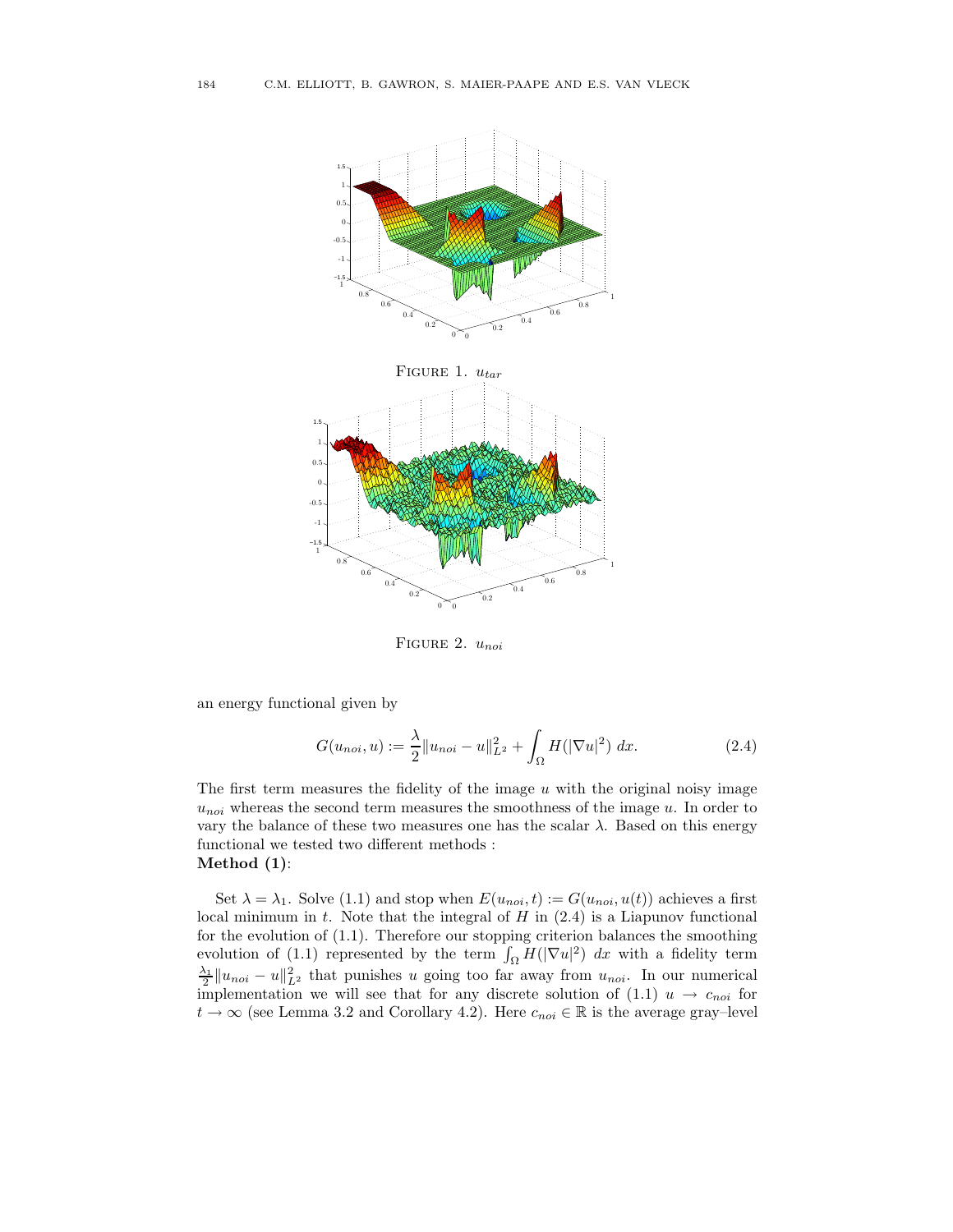FIGURE 1. $u_{tar}$

FIGURE 2. $u_{noi}$

an energy functional given by

$$G(u_{noi}, u) := \frac{\lambda}{2}\|u_{noi} - u\|_{L^2}^2 + \int_\Omega H(|\nabla u|^2)\ dx. \tag{2.4}$$

The first term measures the fidelity of the image $u$ with the original noisy image $u_{noi}$ whereas the second term measures the smoothness of the image $u$. In order to vary the balance of these two measures one has the scalar $\lambda$. Based on this energy functional we tested two different methods :

**Method (1)**:

Set $\lambda = \lambda_1$. Solve (1.1) and stop when $E(u_{noi}, t) := G(u_{noi}, u(t))$ achieves a first local minimum in $t$. Note that the integral of $H$ in (2.4) is a Liapunov functional for the evolution of (1.1). Therefore our stopping criterion balances the smoothing evolution of (1.1) represented by the term $\int_\Omega H(|\nabla u|^2)\ dx$ with a fidelity term $\frac{\lambda_1}{2}\|u_{noi} - u\|_{L^2}^2$ that punishes $u$ going too far away from $u_{noi}$. In our numerical implementation we will see that for any discrete solution of (1.1) $u \to c_{noi}$ for $t \to \infty$ (see Lemma 3.2 and Corollary 4.2). Here $c_{noi} \in \mathbb{R}$ is the average gray–level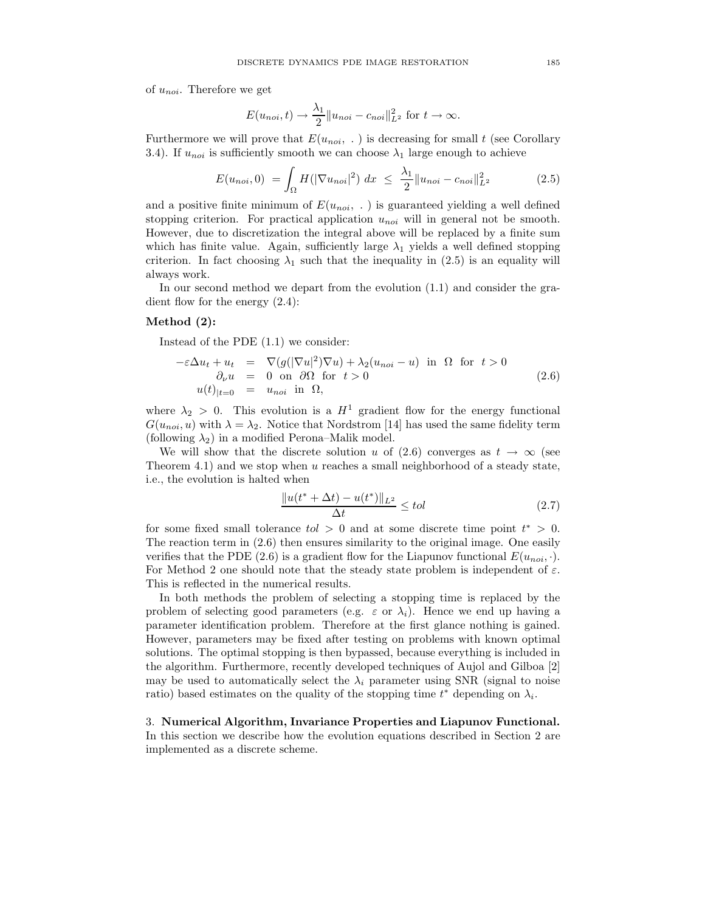of $u_{noi}$. Therefore we get

$$E(u_{noi}, t) \to \frac{\lambda_1}{2} \|u_{noi} - c_{noi}\|_{L^2}^2 \text{ for } t \to \infty.$$

Furthermore we will prove that $E(u_{noi},\ .\ )$ is decreasing for small $t$ (see Corollary 3.4). If $u_{noi}$ is sufficiently smooth we can choose $\lambda_1$ large enough to achieve

$$E(u_{noi}, 0) \ = \int_\Omega H(|\nabla u_{noi}|^2)\ dx \ \leq \ \frac{\lambda_1}{2} \|u_{noi} - c_{noi}\|_{L^2}^2 \tag{2.5}$$

and a positive finite minimum of $E(u_{noi},\ .\ )$ is guaranteed yielding a well defined stopping criterion. For practical application $u_{noi}$ will in general not be smooth. However, due to discretization the integral above will be replaced by a finite sum which has finite value. Again, sufficiently large $\lambda_1$ yields a well defined stopping criterion. In fact choosing $\lambda_1$ such that the inequality in (2.5) is an equality will always work.

In our second method we depart from the evolution (1.1) and consider the gradient flow for the energy (2.4):

**Method (2):**

Instead of the PDE (1.1) we consider:

$$\begin{aligned} -\varepsilon \Delta u_t + u_t &= \nabla(g(|\nabla u|^2)\nabla u) + \lambda_2(u_{noi} - u) \ \text{ in } \ \Omega \ \text{ for } \ t > 0 \\ \partial_\nu u &= 0 \ \text{ on } \ \partial\Omega \ \text{ for } \ t > 0 \\ u(t)_{|t=0} &= u_{noi} \ \text{ in } \ \Omega, \end{aligned} \tag{2.6}$$

where $\lambda_2 > 0$. This evolution is a $H^1$ gradient flow for the energy functional $G(u_{noi}, u)$ with $\lambda = \lambda_2$. Notice that Nordstrom [14] has used the same fidelity term (following $\lambda_2$) in a modified Perona–Malik model.

We will show that the discrete solution $u$ of (2.6) converges as $t \to \infty$ (see Theorem 4.1) and we stop when $u$ reaches a small neighborhood of a steady state, i.e., the evolution is halted when

$$\frac{\|u(t^* + \Delta t) - u(t^*)\|_{L^2}}{\Delta t} \leq tol \tag{2.7}$$

for some fixed small tolerance $tol > 0$ and at some discrete time point $t^* > 0$. The reaction term in (2.6) then ensures similarity to the original image. One easily verifies that the PDE (2.6) is a gradient flow for the Liapunov functional $E(u_{noi}, \cdot)$. For Method 2 one should note that the steady state problem is independent of $\varepsilon$. This is reflected in the numerical results.

In both methods the problem of selecting a stopping time is replaced by the problem of selecting good parameters (e.g. $\varepsilon$ or $\lambda_i$). Hence we end up having a parameter identification problem. Therefore at the first glance nothing is gained. However, parameters may be fixed after testing on problems with known optimal solutions. The optimal stopping is then bypassed, because everything is included in the algorithm. Furthermore, recently developed techniques of Aujol and Gilboa [2] may be used to automatically select the $\lambda_i$ parameter using SNR (signal to noise ratio) based estimates on the quality of the stopping time $t^*$ depending on $\lambda_i$.

## 3. Numerical Algorithm, Invariance Properties and Liapunov Functional.

In this section we describe how the evolution equations described in Section 2 are implemented as a discrete scheme.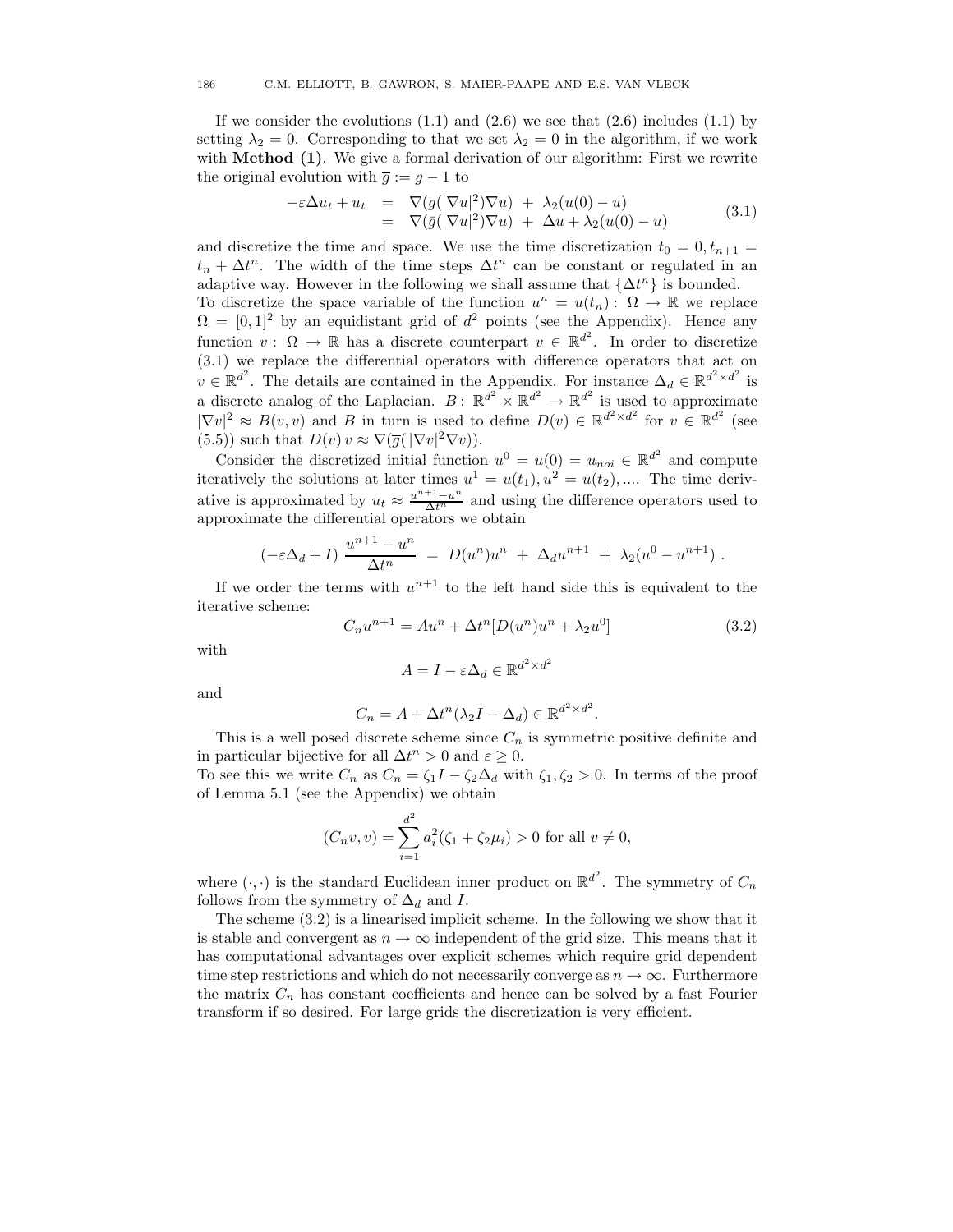If we consider the evolutions (1.1) and (2.6) we see that (2.6) includes (1.1) by setting $\lambda_2 = 0$. Corresponding to that we set $\lambda_2 = 0$ in the algorithm, if we work with **Method (1)**. We give a formal derivation of our algorithm: First we rewrite the original evolution with $\overline{g} := g - 1$ to

$$
\begin{aligned}
-\varepsilon \Delta u_t + u_t &= \nabla(g(|\nabla u|^2)\nabla u) \ + \ \lambda_2(u(0) - u) \\
&= \nabla(\bar{g}(|\nabla u|^2)\nabla u) \ + \ \Delta u + \lambda_2(u(0) - u)
\end{aligned}
\tag{3.1}
$$

and discretize the time and space. We use the time discretization $t_0 = 0, t_{n+1} = t_n + \Delta t^n$. The width of the time steps $\Delta t^n$ can be constant or regulated in an adaptive way. However in the following we shall assume that $\{\Delta t^n\}$ is bounded.
To discretize the space variable of the function $u^n = u(t_n) : \Omega \to \mathbb{R}$ we replace $\Omega = [0,1]^2$ by an equidistant grid of $d^2$ points (see the Appendix). Hence any function $v : \Omega \to \mathbb{R}$ has a discrete counterpart $v \in \mathbb{R}^{d^2}$. In order to discretize (3.1) we replace the differential operators with difference operators that act on $v \in \mathbb{R}^{d^2}$. The details are contained in the Appendix. For instance $\Delta_d \in \mathbb{R}^{d^2 \times d^2}$ is a discrete analog of the Laplacian. $B : \mathbb{R}^{d^2} \times \mathbb{R}^{d^2} \to \mathbb{R}^{d^2}$ is used to approximate $|\nabla v|^2 \approx B(v,v)$ and $B$ in turn is used to define $D(v) \in \mathbb{R}^{d^2 \times d^2}$ for $v \in \mathbb{R}^{d^2}$ (see (5.5)) such that $D(v)\, v \approx \nabla(\overline{g}(\,|\nabla v|^2 \nabla v))$.

Consider the discretized initial function $u^0 = u(0) = u_{noi} \in \mathbb{R}^{d^2}$ and compute iteratively the solutions at later times $u^1 = u(t_1), u^2 = u(t_2), \ldots$. The time derivative is approximated by $u_t \approx \frac{u^{n+1} - u^n}{\Delta t^n}$ and using the difference operators used to approximate the differential operators we obtain

$$
(-\varepsilon \Delta_d + I)\ \frac{u^{n+1} - u^n}{\Delta t^n} \ = \ D(u^n)u^n \ + \ \Delta_d u^{n+1} \ + \ \lambda_2(u^0 - u^{n+1})\ .
$$

If we order the terms with $u^{n+1}$ to the left hand side this is equivalent to the iterative scheme:

$$
C_n u^{n+1} = A u^n + \Delta t^n [D(u^n)u^n + \lambda_2 u^0] \tag{3.2}
$$

with

$$
A = I - \varepsilon \Delta_d \in \mathbb{R}^{d^2 \times d^2}
$$

and

$$
C_n = A + \Delta t^n (\lambda_2 I - \Delta_d) \in \mathbb{R}^{d^2 \times d^2}.
$$

This is a well posed discrete scheme since $C_n$ is symmetric positive definite and in particular bijective for all $\Delta t^n > 0$ and $\varepsilon \geq 0$.
To see this we write $C_n$ as $C_n = \zeta_1 I - \zeta_2 \Delta_d$ with $\zeta_1, \zeta_2 > 0$. In terms of the proof of Lemma 5.1 (see the Appendix) we obtain

$$
(C_n v, v) = \sum_{i=1}^{d^2} a_i^2 (\zeta_1 + \zeta_2 \mu_i) > 0 \text{ for all } v \neq 0,
$$

where $(\cdot,\cdot)$ is the standard Euclidean inner product on $\mathbb{R}^{d^2}$. The symmetry of $C_n$ follows from the symmetry of $\Delta_d$ and $I$.

The scheme (3.2) is a linearised implicit scheme. In the following we show that it is stable and convergent as $n \to \infty$ independent of the grid size. This means that it has computational advantages over explicit schemes which require grid dependent time step restrictions and which do not necessarily converge as $n \to \infty$. Furthermore the matrix $C_n$ has constant coefficients and hence can be solved by a fast Fourier transform if so desired. For large grids the discretization is very efficient.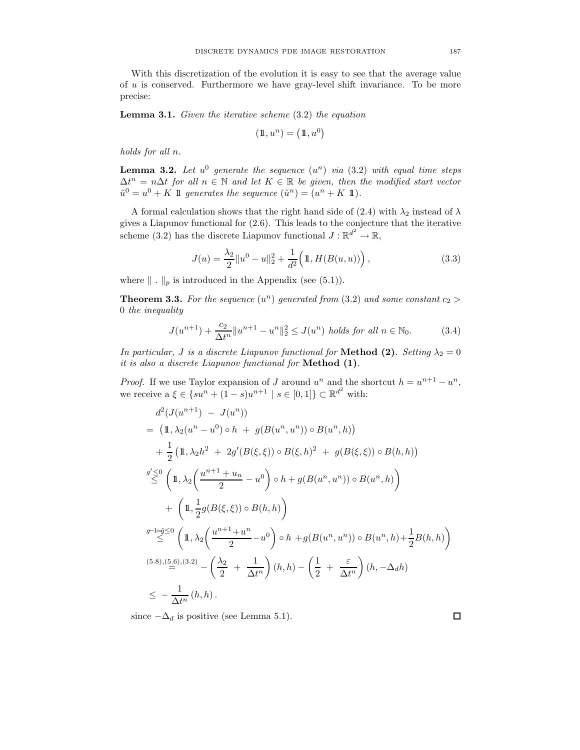With this discretization of the evolution it is easy to see that the average value of $u$ is conserved. Furthermore we have gray-level shift invariance. To be more precise:

**Lemma 3.1.** *Given the iterative scheme* (3.2) *the equation*

$$(\mathbb{1}, u^n) = \left(\mathbb{1}, u^0\right)$$

*holds for all* $n$.

**Lemma 3.2.** *Let* $u^0$ *generate the sequence* $(u^n)$ *via* (3.2) *with equal time steps* $\Delta t^n = n\Delta t$ *for all* $n \in \mathbb{N}$ *and let* $K \in \mathbb{R}$ *be given, then the modified start vector* $\tilde{u}^0 = u^0 + K\ \mathbb{1}$ *generates the sequence* $(\tilde{u}^n) = (u^n + K\ \mathbb{1})$.

A formal calculation shows that the right hand side of (2.4) with $\lambda_2$ instead of $\lambda$ gives a Liapunov functional for (2.6). This leads to the conjecture that the iterative scheme (3.2) has the discrete Liapunov functional $J : \mathbb{R}^{d^2} \to \mathbb{R}$,

$$J(u) = \frac{\lambda_2}{2}\|u^0 - u\|_2^2 + \frac{1}{d^2}\Big(\mathbb{1}, H(B(u,u))\Big)\,, \tag{3.3}$$

where $\|\ .\ \|_p$ is introduced in the Appendix (see (5.1)).

**Theorem 3.3.** *For the sequence* $(u^n)$ *generated from* (3.2) *and some constant* $c_2 > 0$ *the inequality*

$$J(u^{n+1}) + \frac{c_2}{\Delta t^n}\|u^{n+1} - u^n\|_2^2 \leq J(u^n) \text{ holds for all } n \in \mathbb{N}_0. \tag{3.4}$$

*In particular,* $J$ *is a discrete Liapunov functional for* **Method (2)**. *Setting* $\lambda_2 = 0$ *it is also a discrete Liapunov functional for* **Method (1)**.

*Proof.* If we use Taylor expansion of $J$ around $u^n$ and the shortcut $h = u^{n+1} - u^n$, we receive a $\xi \in \{su^n + (1-s)u^{n+1} \mid s \in [0,1]\} \subset \mathbb{R}^{d^2}$ with:

$$\begin{aligned}
&d^2(J(u^{n+1})\ -\ J(u^n)) \\
&= \ \big(\mathbb{1}, \lambda_2(u^n - u^0)\circ h\ +\ g(B(u^n,u^n))\circ B(u^n,h)\big) \\
&\quad + \frac{1}{2}\big(\mathbb{1}, \lambda_2 h^2\ +\ 2g'(B(\xi,\xi))\circ B(\xi,h)^2\ +\ g(B(\xi,\xi))\circ B(h,h)\big) \\
&\overset{g'\leq 0}{\leq} \left(\mathbb{1}, \lambda_2\left(\frac{u^{n+1}+u_n}{2} - u^0\right)\circ h + g(B(u^n,u^n))\circ B(u^n,h)\right) \\
&\quad + \left(\mathbb{1}, \frac{1}{2}g(B(\xi,\xi))\circ B(h,h)\right) \\
&\overset{g-1=\bar{g}\leq 0}{\leq} \left(\mathbb{1}, \lambda_2\left(\frac{u^{n+1}+u^n}{2} - u^0\right)\circ h + g(B(u^n,u^n))\circ B(u^n,h) + \frac{1}{2}B(h,h)\right) \\
&\overset{(5.8),(5.6),(3.2)}{=} -\left(\frac{\lambda_2}{2}\ +\ \frac{1}{\Delta t^n}\right)(h,h) - \left(\frac{1}{2}\ +\ \frac{\varepsilon}{\Delta t^n}\right)(h, -\Delta_d h) \\
&\leq\ -\frac{1}{\Delta t^n}\,(h,h)\,.
\end{aligned}$$

since $-\Delta_d$ is positive (see Lemma 5.1). □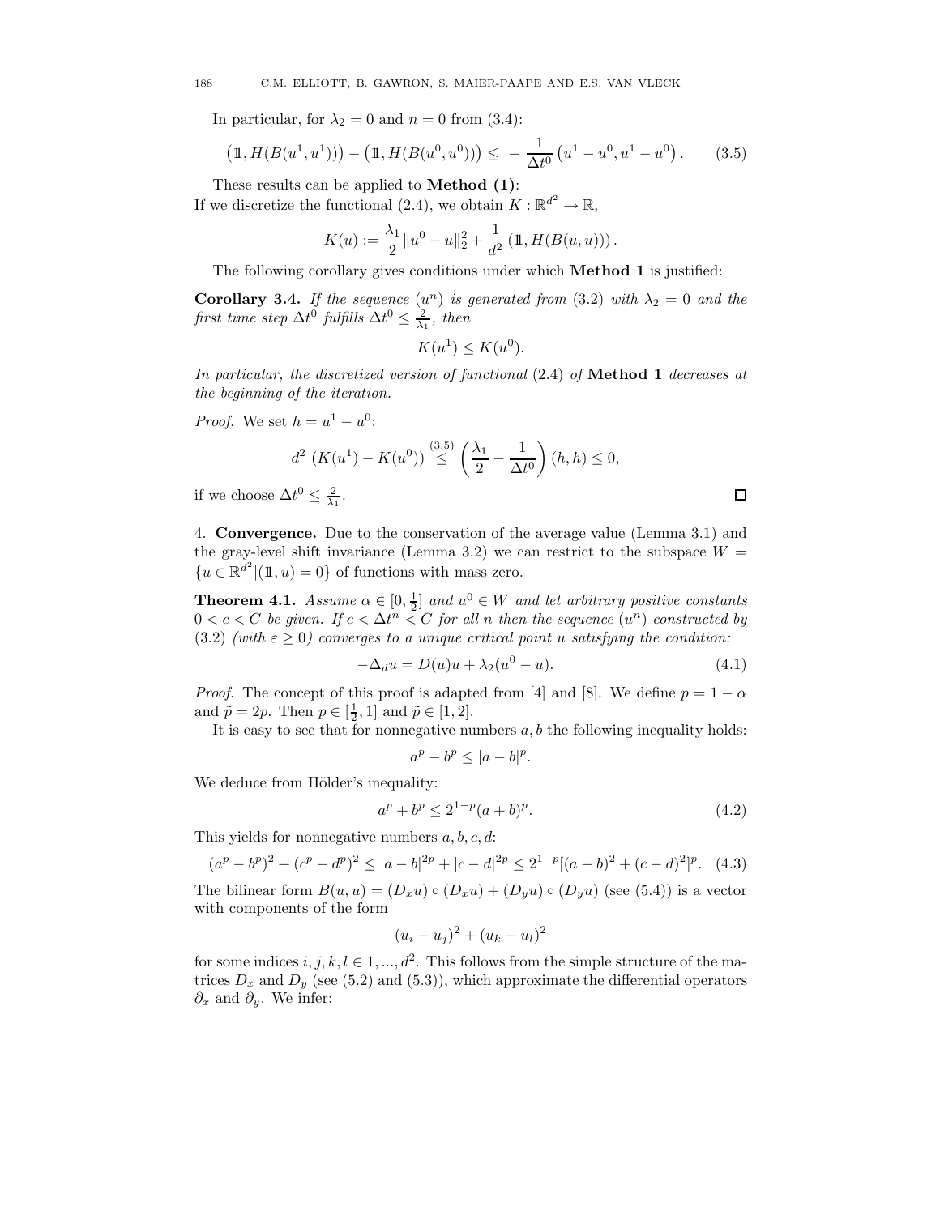In particular, for $\lambda_2 = 0$ and $n = 0$ from (3.4):

$$\left(\mathbb{1}, H(B(u^1, u^1))\right) - \left(\mathbb{1}, H(B(u^0, u^0))\right) \leq -\frac{1}{\Delta t^0}\left(u^1 - u^0, u^1 - u^0\right). \tag{3.5}$$

These results can be applied to **Method (1)**:
If we discretize the functional (2.4), we obtain $K : \mathbb{R}^{d^2} \to \mathbb{R}$,

$$K(u) := \frac{\lambda_1}{2}\|u^0 - u\|_2^2 + \frac{1}{d^2}\left(\mathbb{1}, H(B(u, u))\right).$$

The following corollary gives conditions under which **Method 1** is justified:

**Corollary 3.4.** *If the sequence* $(u^n)$ *is generated from* (3.2) *with* $\lambda_2 = 0$ *and the first time step* $\Delta t^0$ *fulfills* $\Delta t^0 \leq \frac{2}{\lambda_1}$, *then*

$$K(u^1) \leq K(u^0).$$

*In particular, the discretized version of functional* (2.4) *of* **Method 1** *decreases at the beginning of the iteration.*

*Proof.* We set $h = u^1 - u^0$:

$$d^2\left(K(u^1) - K(u^0)\right) \overset{(3.5)}{\leq} \left(\frac{\lambda_1}{2} - \frac{1}{\Delta t^0}\right)(h, h) \leq 0,$$

if we choose $\Delta t^0 \leq \frac{2}{\lambda_1}$. ∎

4. **Convergence.** Due to the conservation of the average value (Lemma 3.1) and the gray-level shift invariance (Lemma 3.2) we can restrict to the subspace $W = \{u \in \mathbb{R}^{d^2} | (\mathbb{1}, u) = 0\}$ of functions with mass zero.

**Theorem 4.1.** *Assume* $\alpha \in [0, \frac{1}{2}]$ *and* $u^0 \in W$ *and let arbitrary positive constants* $0 < c < C$ *be given. If* $c < \Delta t^n < C$ *for all* $n$ *then the sequence* $(u^n)$ *constructed by* (3.2) *(with* $\varepsilon \geq 0$*) converges to a unique critical point* $u$ *satisfying the condition:*

$$-\Delta_d u = D(u)u + \lambda_2(u^0 - u). \tag{4.1}$$

*Proof.* The concept of this proof is adapted from [4] and [8]. We define $p = 1 - \alpha$ and $\tilde{p} = 2p$. Then $p \in [\frac{1}{2}, 1]$ and $\tilde{p} \in [1, 2]$.

It is easy to see that for nonnegative numbers $a, b$ the following inequality holds:

$$a^p - b^p \leq |a - b|^p.$$

We deduce from Hölder's inequality:

$$a^p + b^p \leq 2^{1-p}(a + b)^p. \tag{4.2}$$

This yields for nonnegative numbers $a, b, c, d$:

$$(a^p - b^p)^2 + (c^p - d^p)^2 \leq |a - b|^{2p} + |c - d|^{2p} \leq 2^{1-p}[(a - b)^2 + (c - d)^2]^p. \tag{4.3}$$

The bilinear form $B(u, u) = (D_x u) \circ (D_x u) + (D_y u) \circ (D_y u)$ (see (5.4)) is a vector with components of the form

$$(u_i - u_j)^2 + (u_k - u_l)^2$$

for some indices $i, j, k, l \in 1, ..., d^2$. This follows from the simple structure of the matrices $D_x$ and $D_y$ (see (5.2) and (5.3)), which approximate the differential operators $\partial_x$ and $\partial_y$. We infer: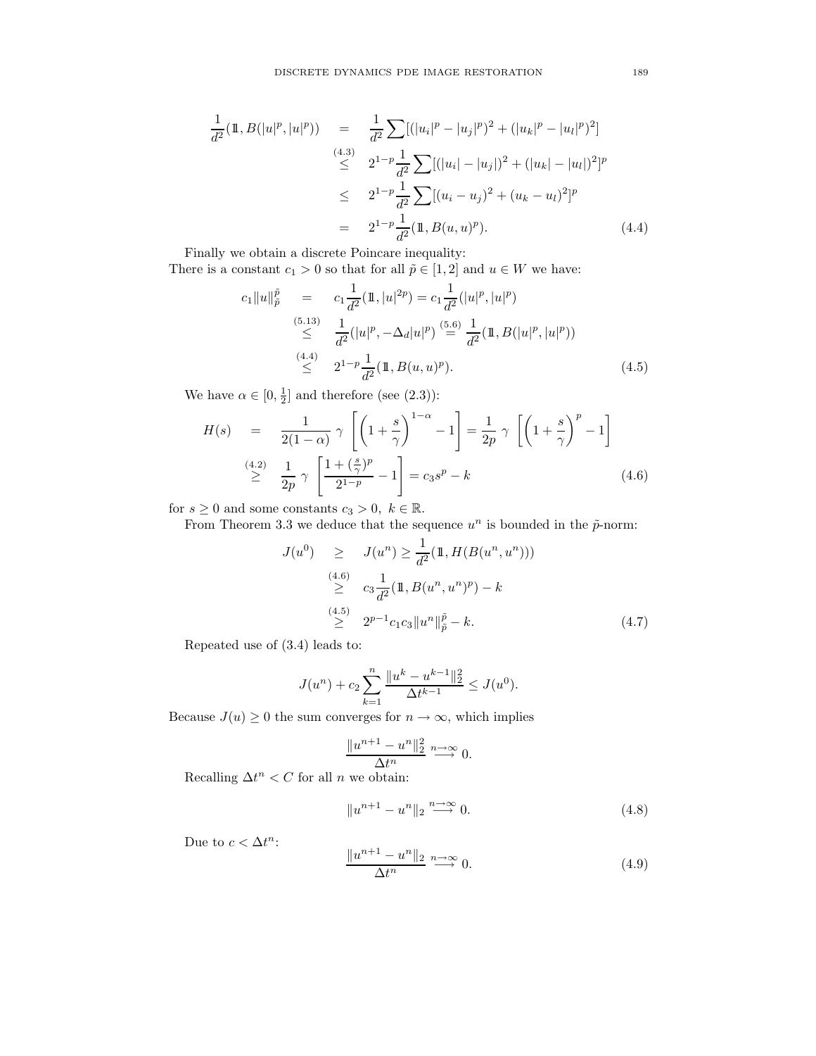$$
\begin{aligned}
\frac{1}{d^2}(\mathbb{1}, B(|u|^p, |u|^p)) &= \frac{1}{d^2}\sum[(|u_i|^p - |u_j|^p)^2 + (|u_k|^p - |u_l|^p)^2] \\
&\overset{(4.3)}{\leq} 2^{1-p}\frac{1}{d^2}\sum[(|u_i| - |u_j|)^2 + (|u_k| - |u_l|)^2]^p \\
&\leq 2^{1-p}\frac{1}{d^2}\sum[(u_i - u_j)^2 + (u_k - u_l)^2]^p \\
&= 2^{1-p}\frac{1}{d^2}(\mathbb{1}, B(u,u)^p). \qquad (4.4)
\end{aligned}
$$

Finally we obtain a discrete Poincare inequality:
There is a constant $c_1 > 0$ so that for all $\tilde{p} \in [1,2]$ and $u \in W$ we have:

$$
\begin{aligned}
c_1\|u\|_{\tilde{p}}^{\tilde{p}} &= c_1\frac{1}{d^2}(\mathbb{1}, |u|^{2p}) = c_1\frac{1}{d^2}(|u|^p, |u|^p) \\
&\overset{(5.13)}{\leq} \frac{1}{d^2}(|u|^p, -\Delta_d|u|^p) \overset{(5.6)}{=} \frac{1}{d^2}(\mathbb{1}, B(|u|^p, |u|^p)) \\
&\overset{(4.4)}{\leq} 2^{1-p}\frac{1}{d^2}(\mathbb{1}, B(u,u)^p). \qquad (4.5)
\end{aligned}
$$

We have $\alpha \in [0, \frac{1}{2}]$ and therefore (see (2.3)):

$$
\begin{aligned}
H(s) &= \frac{1}{2(1-\alpha)}\ \gamma\ \left[\left(1+\frac{s}{\gamma}\right)^{1-\alpha} - 1\right] = \frac{1}{2p}\ \gamma\ \left[\left(1+\frac{s}{\gamma}\right)^{p} - 1\right] \\
&\overset{(4.2)}{\geq} \frac{1}{2p}\ \gamma\ \left[\frac{1+(\frac{s}{\gamma})^p}{2^{1-p}} - 1\right] = c_3 s^p - k \qquad (4.6)
\end{aligned}
$$

for $s \geq 0$ and some constants $c_3 > 0,\ k \in \mathbb{R}$.

From Theorem 3.3 we deduce that the sequence $u^n$ is bounded in the $\tilde{p}$-norm:

$$
\begin{aligned}
J(u^0) &\geq J(u^n) \geq \frac{1}{d^2}(\mathbb{1}, H(B(u^n, u^n))) \\
&\overset{(4.6)}{\geq} c_3\frac{1}{d^2}(\mathbb{1}, B(u^n, u^n)^p) - k \\
&\overset{(4.5)}{\geq} 2^{p-1}c_1c_3\|u^n\|_{\tilde{p}}^{\tilde{p}} - k. \qquad (4.7)
\end{aligned}
$$

Repeated use of (3.4) leads to:

$$
J(u^n) + c_2\sum_{k=1}^{n}\frac{\|u^k - u^{k-1}\|_2^2}{\Delta t^{k-1}} \leq J(u^0).
$$

Because $J(u) \geq 0$ the sum converges for $n \to \infty$, which implies

$$
\frac{\|u^{n+1} - u^n\|_2^2}{\Delta t^n} \overset{n\to\infty}{\longrightarrow} 0.
$$

Recalling $\Delta t^n < C$ for all $n$ we obtain:

$$
\|u^{n+1} - u^n\|_2 \overset{n\to\infty}{\longrightarrow} 0. \qquad (4.8)
$$

Due to $c < \Delta t^n$:

$$
\frac{\|u^{n+1} - u^n\|_2}{\Delta t^n} \overset{n\to\infty}{\longrightarrow} 0. \qquad (4.9)
$$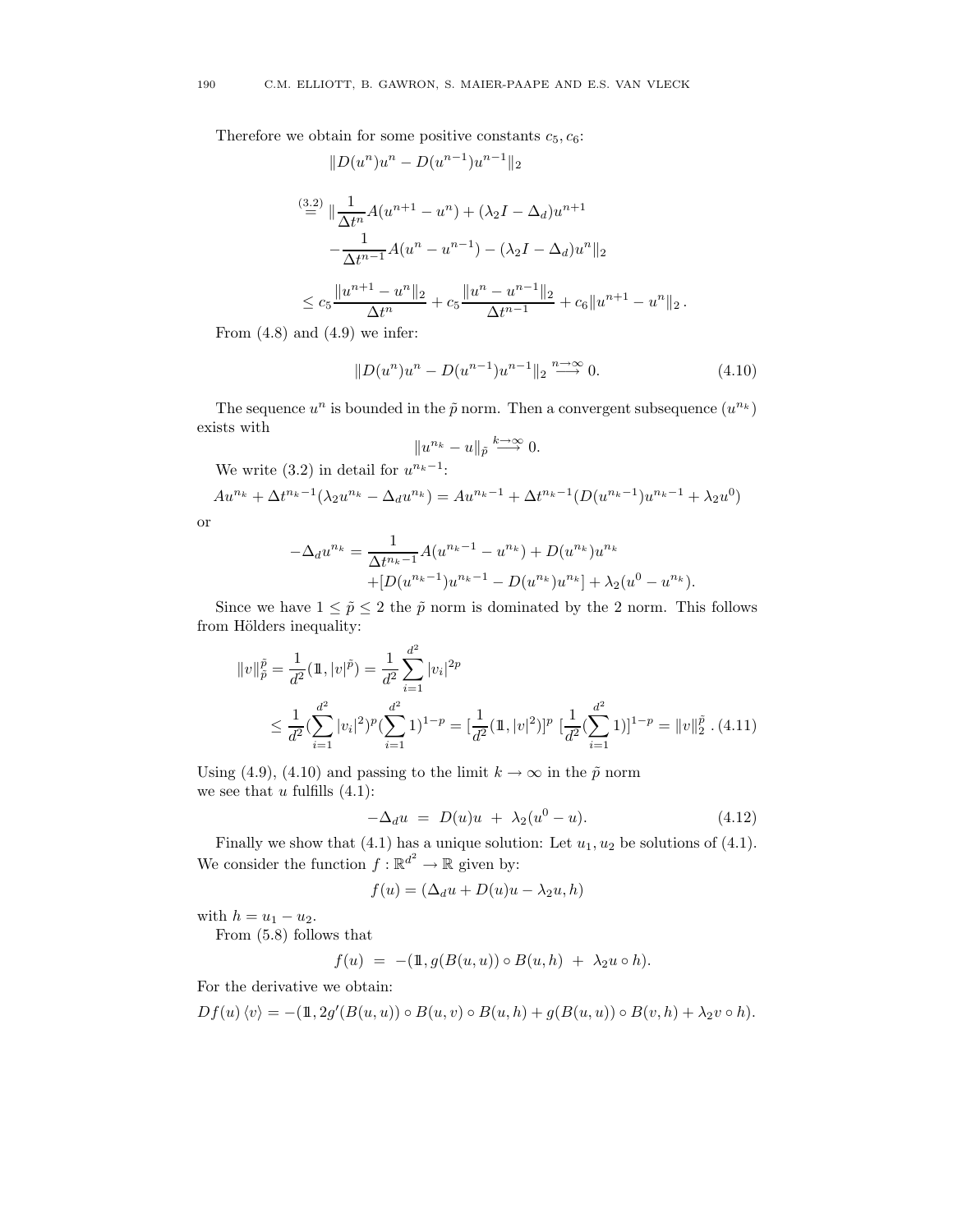Therefore we obtain for some positive constants $c_5, c_6$:

$$
\begin{aligned}
&\|D(u^n)u^n - D(u^{n-1})u^{n-1}\|_2 \\
&\overset{(3.2)}{=} \|\frac{1}{\Delta t^n} A(u^{n+1} - u^n) + (\lambda_2 I - \Delta_d)u^{n+1} \\
&\quad - \frac{1}{\Delta t^{n-1}} A(u^n - u^{n-1}) - (\lambda_2 I - \Delta_d)u^n\|_2 \\
&\le c_5 \frac{\|u^{n+1} - u^n\|_2}{\Delta t^n} + c_5 \frac{\|u^n - u^{n-1}\|_2}{\Delta t^{n-1}} + c_6 \|u^{n+1} - u^n\|_2 \,.
\end{aligned}
$$

From (4.8) and (4.9) we infer:

$$
\|D(u^n)u^n - D(u^{n-1})u^{n-1}\|_2 \overset{n \to \infty}{\longrightarrow} 0. \tag{4.10}
$$

The sequence $u^n$ is bounded in the $\tilde{p}$ norm. Then a convergent subsequence $(u^{n_k})$ exists with

$$
\|u^{n_k} - u\|_{\tilde{p}} \overset{k \to \infty}{\longrightarrow} 0.
$$

We write (3.2) in detail for $u^{n_k - 1}$:

$$
Au^{n_k} + \Delta t^{n_k - 1}(\lambda_2 u^{n_k} - \Delta_d u^{n_k}) = Au^{n_k - 1} + \Delta t^{n_k - 1}(D(u^{n_k - 1})u^{n_k - 1} + \lambda_2 u^0)
$$

or

$$
\begin{aligned}
-\Delta_d u^{n_k} = &\frac{1}{\Delta t^{n_k - 1}} A(u^{n_k - 1} - u^{n_k}) + D(u^{n_k})u^{n_k} \\
&+ [D(u^{n_k - 1})u^{n_k - 1} - D(u^{n_k})u^{n_k}] + \lambda_2(u^0 - u^{n_k}).
\end{aligned}
$$

Since we have $1 \le \tilde{p} \le 2$ the $\tilde{p}$ norm is dominated by the 2 norm. This follows from Hölders inequality:

$$
\begin{aligned}
\|v\|_{\tilde{p}}^{\tilde{p}} &= \frac{1}{d^2}(\mathbb{1}, |v|^{\tilde{p}}) = \frac{1}{d^2} \sum_{i=1}^{d^2} |v_i|^{2p} \\
&\le \frac{1}{d^2} (\sum_{i=1}^{d^2} |v_i|^2)^p (\sum_{i=1}^{d^2} 1)^{1-p} = [\frac{1}{d^2}(\mathbb{1}, |v|^2)]^p \, [\frac{1}{d^2}(\sum_{i=1}^{d^2} 1)]^{1-p} = \|v\|_2^{\tilde{p}} \,. \tag{4.11}
\end{aligned}
$$

Using (4.9), (4.10) and passing to the limit $k \to \infty$ in the $\tilde{p}$ norm we see that $u$ fulfills (4.1):

$$
-\Delta_d u \;=\; D(u)u \;+\; \lambda_2(u^0 - u). \tag{4.12}
$$

Finally we show that (4.1) has a unique solution: Let $u_1, u_2$ be solutions of (4.1). We consider the function $f : \mathbb{R}^{d^2} \to \mathbb{R}$ given by:

$$
f(u) = (\Delta_d u + D(u)u - \lambda_2 u, h)
$$

with $h = u_1 - u_2$.

From (5.8) follows that

$$
f(u) \;=\; -(\mathbb{1}, g(B(u,u)) \circ B(u,h) \;+\; \lambda_2 u \circ h).
$$

For the derivative we obtain:

$$
Df(u)\,\langle v \rangle = -(\mathbb{1}, 2g'(B(u,u)) \circ B(u,v) \circ B(u,h) + g(B(u,u)) \circ B(v,h) + \lambda_2 v \circ h).
$$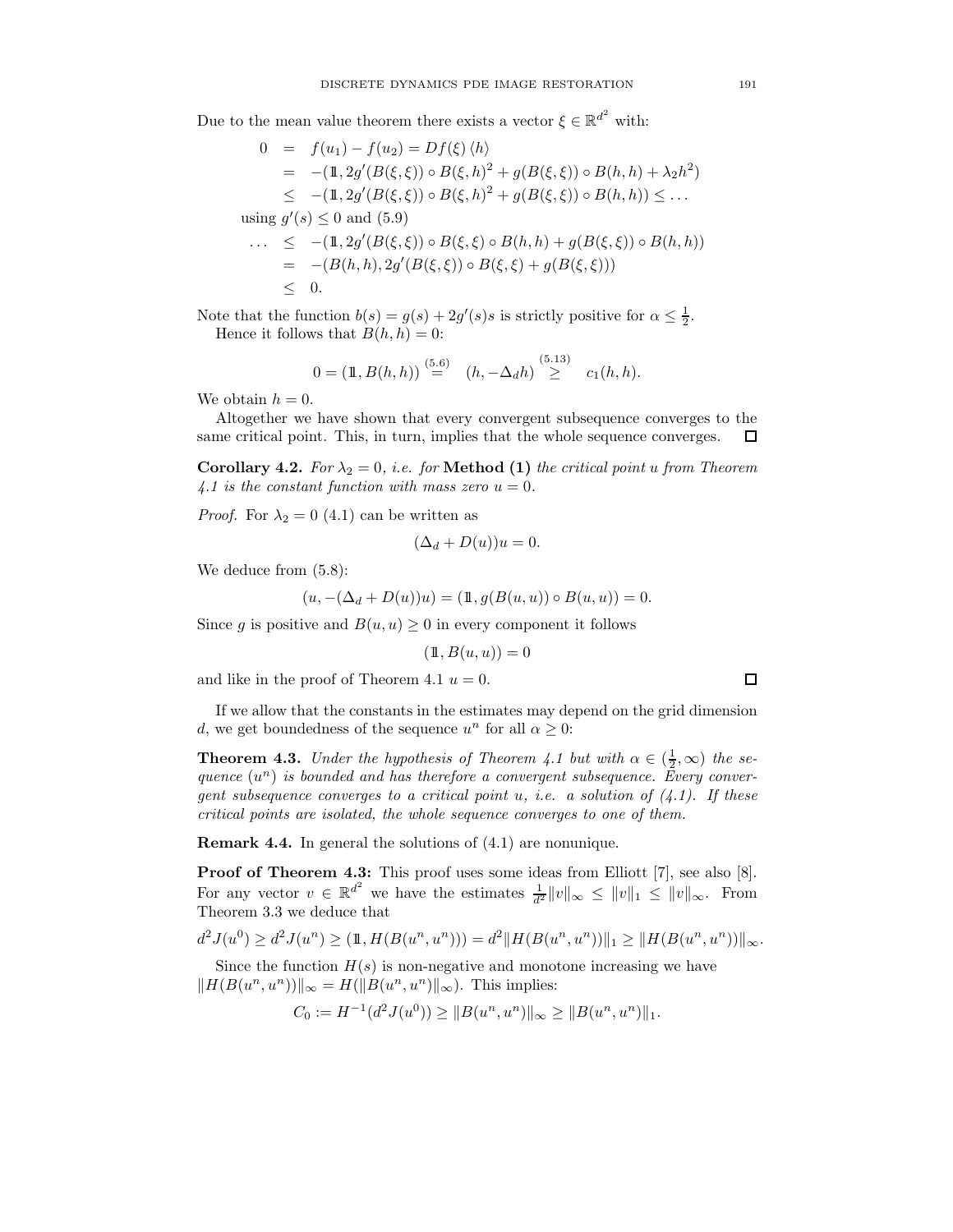Due to the mean value theorem there exists a vector $\xi \in \mathbb{R}^{d^2}$ with:

$$
\begin{aligned}
0 &= f(u_1) - f(u_2) = Df(\xi)\langle h \rangle \\
&= -(\mathbb{1}, 2g'(B(\xi,\xi)) \circ B(\xi,h)^2 + g(B(\xi,\xi)) \circ B(h,h) + \lambda_2 h^2) \\
&\leq -(\mathbb{1}, 2g'(B(\xi,\xi)) \circ B(\xi,h)^2 + g(B(\xi,\xi)) \circ B(h,h)) \leq \ldots \\
&\text{using } g'(s) \leq 0 \text{ and (5.9)} \\
\ldots &\leq -(\mathbb{1}, 2g'(B(\xi,\xi)) \circ B(\xi,\xi) \circ B(h,h) + g(B(\xi,\xi)) \circ B(h,h)) \\
&= -(B(h,h), 2g'(B(\xi,\xi)) \circ B(\xi,\xi) + g(B(\xi,\xi))) \\
&\leq 0.
\end{aligned}
$$

Note that the function $b(s) = g(s) + 2g'(s)s$ is strictly positive for $\alpha \leq \frac{1}{2}$.

Hence it follows that $B(h,h) = 0$:

$$
0 = (\mathbb{1}, B(h,h)) \overset{(5.6)}{=} (h, -\Delta_d h) \overset{(5.13)}{\geq} c_1(h,h).
$$

We obtain $h = 0$.

Altogether we have shown that every convergent subsequence converges to the same critical point. This, in turn, implies that the whole sequence converges. □

**Corollary 4.2.** *For $\lambda_2 = 0$, i.e. for* **Method (1)** *the critical point $u$ from Theorem 4.1 is the constant function with mass zero $u = 0$.*

*Proof.* For $\lambda_2 = 0$ (4.1) can be written as

$$
(\Delta_d + D(u))u = 0.
$$

We deduce from (5.8):

$$
(u, -(\Delta_d + D(u))u) = (\mathbb{1}, g(B(u,u)) \circ B(u,u)) = 0.
$$

Since $g$ is positive and $B(u,u) \geq 0$ in every component it follows

$$
(\mathbb{1}, B(u,u)) = 0
$$

and like in the proof of Theorem 4.1 $u = 0$. □

If we allow that the constants in the estimates may depend on the grid dimension $d$, we get boundedness of the sequence $u^n$ for all $\alpha \geq 0$:

**Theorem 4.3.** *Under the hypothesis of Theorem 4.1 but with $\alpha \in (\frac{1}{2}, \infty)$ the sequence $(u^n)$ is bounded and has therefore a convergent subsequence. Every convergent subsequence converges to a critical point $u$, i.e. a solution of (4.1). If these critical points are isolated, the whole sequence converges to one of them.*

**Remark 4.4.** In general the solutions of (4.1) are nonunique.

**Proof of Theorem 4.3:** This proof uses some ideas from Elliott [7], see also [8]. For any vector $v \in \mathbb{R}^{d^2}$ we have the estimates $\frac{1}{d^2}\|v\|_\infty \leq \|v\|_1 \leq \|v\|_\infty$. From Theorem 3.3 we deduce that

$$
d^2 J(u^0) \geq d^2 J(u^n) \geq (\mathbb{1}, H(B(u^n,u^n))) = d^2 \|H(B(u^n,u^n))\|_1 \geq \|H(B(u^n,u^n))\|_\infty.
$$

Since the function $H(s)$ is non-negative and monotone increasing we have $\|H(B(u^n,u^n))\|_\infty = H(\|B(u^n,u^n)\|_\infty)$. This implies:

$$
C_0 := H^{-1}(d^2 J(u^0)) \geq \|B(u^n,u^n)\|_\infty \geq \|B(u^n,u^n)\|_1.
$$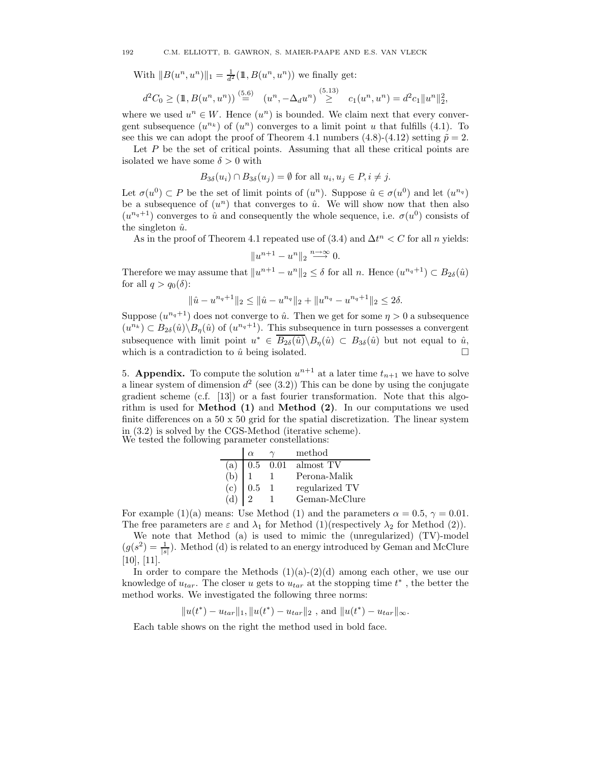With $\|B(u^n, u^n)\|_1 = \frac{1}{d^2}(\mathbb{1}, B(u^n, u^n))$ we finally get:

$$d^2 C_0 \geq (\mathbb{1}, B(u^n, u^n)) \overset{(5.6)}{=} (u^n, -\Delta_d u^n) \overset{(5.13)}{\geq} c_1(u^n, u^n) = d^2 c_1 \|u^n\|_2^2,$$

where we used $u^n \in W$. Hence $(u^n)$ is bounded. We claim next that every convergent subsequence $(u^{n_k})$ of $(u^n)$ converges to a limit point $u$ that fulfills (4.1). To see this we can adopt the proof of Theorem 4.1 numbers (4.8)-(4.12) setting $\tilde{p} = 2$.

Let $P$ be the set of critical points. Assuming that all these critical points are isolated we have some $\delta > 0$ with

$$B_{3\delta}(u_i) \cap B_{3\delta}(u_j) = \emptyset \text{ for all } u_i, u_j \in P, i \neq j.$$

Let $\sigma(u^0) \subset P$ be the set of limit points of $(u^n)$. Suppose $\hat{u} \in \sigma(u^0)$ and let $(u^{n_q})$ be a subsequence of $(u^n)$ that converges to $\hat{u}$. We will show now that then also $(u^{n_q+1})$ converges to $\hat{u}$ and consequently the whole sequence, i.e. $\sigma(u^0)$ consists of the singleton $\hat{u}$.

As in the proof of Theorem 4.1 repeated use of (3.4) and $\Delta t^n < C$ for all $n$ yields:

$$\|u^{n+1} - u^n\|_2 \overset{n\to\infty}{\longrightarrow} 0.$$

Therefore we may assume that $\|u^{n+1} - u^n\|_2 \leq \delta$ for all $n$. Hence $(u^{n_q+1}) \subset B_{2\delta}(\hat{u})$ for all $q > q_0(\delta)$:

$$\|\hat{u} - u^{n_q+1}\|_2 \leq \|\hat{u} - u^{n_q}\|_2 + \|u^{n_q} - u^{n_q+1}\|_2 \leq 2\delta.$$

Suppose $(u^{n_q+1})$ does not converge to $\hat{u}$. Then we get for some $\eta > 0$ a subsequence $(u^{n_k}) \subset B_{2\delta}(\hat{u}) \backslash B_\eta(\hat{u})$ of $(u^{n_q+1})$. This subsequence in turn possesses a convergent subsequence with limit point $u^* \in \overline{B_{2\delta}(\hat{u})} \backslash B_\eta(\hat{u}) \subset B_{3\delta}(\hat{u})$ but not equal to $\hat{u}$, which is a contradiction to $\hat{u}$ being isolated. □

5. **Appendix.** To compute the solution $u^{n+1}$ at a later time $t_{n+1}$ we have to solve a linear system of dimension $d^2$ (see (3.2)) This can be done by using the conjugate gradient scheme (c.f. [13]) or a fast fourier transformation. Note that this algorithm is used for **Method (1)** and **Method (2)**. In our computations we used finite differences on a 50 x 50 grid for the spatial discretization. The linear system in (3.2) is solved by the CGS-Method (iterative scheme).
We tested the following parameter constellations:

| | $\alpha$ | $\gamma$ | method |
|---|---|---|---|
| (a) | 0.5 | 0.01 | almost TV |
| (b) | 1 | 1 | Perona-Malik |
| (c) | 0.5 | 1 | regularized TV |
| (d) | 2 | 1 | Geman-McClure |

For example (1)(a) means: Use Method (1) and the parameters $\alpha = 0.5$, $\gamma = 0.01$. The free parameters are $\varepsilon$ and $\lambda_1$ for Method (1)(respectively $\lambda_2$ for Method (2)).

We note that Method (a) is used to mimic the (unregularized) (TV)-model ($g(s^2) = \frac{1}{|s|}$). Method (d) is related to an energy introduced by Geman and McClure [10], [11].

In order to compare the Methods (1)(a)-(2)(d) among each other, we use our knowledge of $u_{tar}$. The closer $u$ gets to $u_{tar}$ at the stopping time $t^*$, the better the method works. We investigated the following three norms:

$$\|u(t^*) - u_{tar}\|_1, \|u(t^*) - u_{tar}\|_2 \text{ , and } \|u(t^*) - u_{tar}\|_\infty.$$

Each table shows on the right the method used in bold face.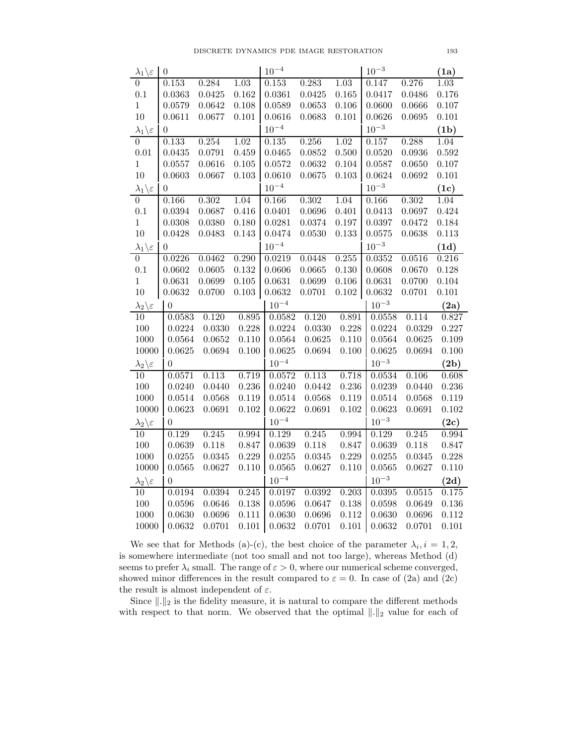| $\lambda_1 \backslash \varepsilon$ | $0$ | | | $10^{-4}$ | | | $10^{-3}$ | | **(1a)** |
|---|---|---|---|---|---|---|---|---|---|
| 0 | 0.153 | 0.284 | 1.03 | 0.153 | 0.283 | 1.03 | 0.147 | 0.276 | 1.03 |
| 0.1 | 0.0363 | 0.0425 | 0.162 | 0.0361 | 0.0425 | 0.165 | 0.0417 | 0.0486 | 0.176 |
| 1 | 0.0579 | 0.0642 | 0.108 | 0.0589 | 0.0653 | 0.106 | 0.0600 | 0.0666 | 0.107 |
| 10 | 0.0611 | 0.0677 | 0.101 | 0.0616 | 0.0683 | 0.101 | 0.0626 | 0.0695 | 0.101 |

| $\lambda_1 \backslash \varepsilon$ | $0$ | | | $10^{-4}$ | | | $10^{-3}$ | | **(1b)** |
|---|---|---|---|---|---|---|---|---|---|
| 0 | 0.133 | 0.254 | 1.02 | 0.135 | 0.256 | 1.02 | 0.157 | 0.288 | 1.04 |
| 0.01 | 0.0435 | 0.0791 | 0.459 | 0.0465 | 0.0852 | 0.500 | 0.0520 | 0.0936 | 0.592 |
| 1 | 0.0557 | 0.0616 | 0.105 | 0.0572 | 0.0632 | 0.104 | 0.0587 | 0.0650 | 0.107 |
| 10 | 0.0603 | 0.0667 | 0.103 | 0.0610 | 0.0675 | 0.103 | 0.0624 | 0.0692 | 0.101 |

| $\lambda_1 \backslash \varepsilon$ | $0$ | | | $10^{-4}$ | | | $10^{-3}$ | | **(1c)** |
|---|---|---|---|---|---|---|---|---|---|
| 0 | 0.166 | 0.302 | 1.04 | 0.166 | 0.302 | 1.04 | 0.166 | 0.302 | 1.04 |
| 0.1 | 0.0394 | 0.0687 | 0.416 | 0.0401 | 0.0696 | 0.401 | 0.0413 | 0.0697 | 0.424 |
| 1 | 0.0308 | 0.0380 | 0.180 | 0.0281 | 0.0374 | 0.197 | 0.0397 | 0.0472 | 0.184 |
| 10 | 0.0428 | 0.0483 | 0.143 | 0.0474 | 0.0530 | 0.133 | 0.0575 | 0.0638 | 0.113 |

| $\lambda_1 \backslash \varepsilon$ | $0$ | | | $10^{-4}$ | | | $10^{-3}$ | | **(1d)** |
|---|---|---|---|---|---|---|---|---|---|
| 0 | 0.0226 | 0.0462 | 0.290 | 0.0219 | 0.0448 | 0.255 | 0.0352 | 0.0516 | 0.216 |
| 0.1 | 0.0602 | 0.0605 | 0.132 | 0.0606 | 0.0665 | 0.130 | 0.0608 | 0.0670 | 0.128 |
| 1 | 0.0631 | 0.0699 | 0.105 | 0.0631 | 0.0699 | 0.106 | 0.0631 | 0.0700 | 0.104 |
| 10 | 0.0632 | 0.0700 | 0.103 | 0.0632 | 0.0701 | 0.102 | 0.0632 | 0.0701 | 0.101 |

| $\lambda_2 \backslash \varepsilon$ | $0$ | | | $10^{-4}$ | | | $10^{-3}$ | | **(2a)** |
|---|---|---|---|---|---|---|---|---|---|
| 10 | 0.0583 | 0.120 | 0.895 | 0.0582 | 0.120 | 0.891 | 0.0558 | 0.114 | 0.827 |
| 100 | 0.0224 | 0.0330 | 0.228 | 0.0224 | 0.0330 | 0.228 | 0.0224 | 0.0329 | 0.227 |
| 1000 | 0.0564 | 0.0652 | 0.110 | 0.0564 | 0.0625 | 0.110 | 0.0564 | 0.0625 | 0.109 |
| 10000 | 0.0625 | 0.0694 | 0.100 | 0.0625 | 0.0694 | 0.100 | 0.0625 | 0.0694 | 0.100 |

| $\lambda_2 \backslash \varepsilon$ | $0$ | | | $10^{-4}$ | | | $10^{-3}$ | | **(2b)** |
|---|---|---|---|---|---|---|---|---|---|
| 10 | 0.0571 | 0.113 | 0.719 | 0.0572 | 0.113 | 0.718 | 0.0534 | 0.106 | 0.608 |
| 100 | 0.0240 | 0.0440 | 0.236 | 0.0240 | 0.0442 | 0.236 | 0.0239 | 0.0440 | 0.236 |
| 1000 | 0.0514 | 0.0568 | 0.119 | 0.0514 | 0.0568 | 0.119 | 0.0514 | 0.0568 | 0.119 |
| 10000 | 0.0623 | 0.0691 | 0.102 | 0.0622 | 0.0691 | 0.102 | 0.0623 | 0.0691 | 0.102 |

| $\lambda_2 \backslash \varepsilon$ | $0$ | | | $10^{-4}$ | | | $10^{-3}$ | | **(2c)** |
|---|---|---|---|---|---|---|---|---|---|
| 10 | 0.129 | 0.245 | 0.994 | 0.129 | 0.245 | 0.994 | 0.129 | 0.245 | 0.994 |
| 100 | 0.0639 | 0.118 | 0.847 | 0.0639 | 0.118 | 0.847 | 0.0639 | 0.118 | 0.847 |
| 1000 | 0.0255 | 0.0345 | 0.229 | 0.0255 | 0.0345 | 0.229 | 0.0255 | 0.0345 | 0.228 |
| 10000 | 0.0565 | 0.0627 | 0.110 | 0.0565 | 0.0627 | 0.110 | 0.0565 | 0.0627 | 0.110 |

| $\lambda_2 \backslash \varepsilon$ | $0$ | | | $10^{-4}$ | | | $10^{-3}$ | | **(2d)** |
|---|---|---|---|---|---|---|---|---|---|
| 10 | 0.0194 | 0.0394 | 0.245 | 0.0197 | 0.0392 | 0.203 | 0.0395 | 0.0515 | 0.175 |
| 100 | 0.0596 | 0.0646 | 0.138 | 0.0596 | 0.0647 | 0.138 | 0.0598 | 0.0649 | 0.136 |
| 1000 | 0.0630 | 0.0696 | 0.111 | 0.0630 | 0.0696 | 0.112 | 0.0630 | 0.0696 | 0.112 |
| 10000 | 0.0632 | 0.0701 | 0.101 | 0.0632 | 0.0701 | 0.101 | 0.0632 | 0.0701 | 0.101 |

We see that for Methods (a)-(c), the best choice of the parameter $\lambda_i, i = 1, 2$, is somewhere intermediate (not too small and not too large), whereas Method (d) seems to prefer $\lambda_i$ small. The range of $\varepsilon > 0$, where our numerical scheme converged, showed minor differences in the result compared to $\varepsilon = 0$. In case of (2a) and (2c) the result is almost independent of $\varepsilon$.

Since $\|.\|_2$ is the fidelity measure, it is natural to compare the different methods with respect to that norm. We observed that the optimal $\|.\|_2$ value for each of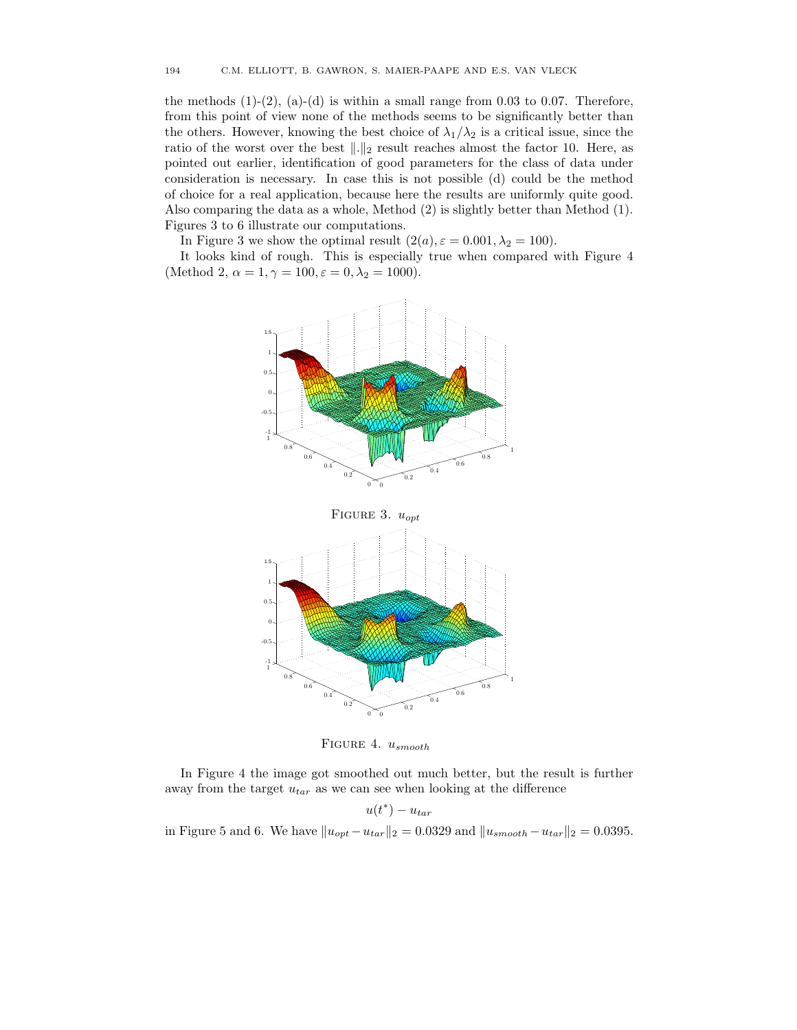the methods (1)-(2), (a)-(d) is within a small range from 0.03 to 0.07. Therefore, from this point of view none of the methods seems to be significantly better than the others. However, knowing the best choice of $\lambda_1/\lambda_2$ is a critical issue, since the ratio of the worst over the best $\|.\|_2$ result reaches almost the factor 10. Here, as pointed out earlier, identification of good parameters for the class of data under consideration is necessary. In case this is not possible (d) could be the method of choice for a real application, because here the results are uniformly quite good. Also comparing the data as a whole, Method (2) is slightly better than Method (1). Figures 3 to 6 illustrate our computations.

In Figure 3 we show the optimal result $(2(a), \varepsilon = 0.001, \lambda_2 = 100)$.

It looks kind of rough. This is especially true when compared with Figure 4 (Method 2, $\alpha = 1, \gamma = 100, \varepsilon = 0, \lambda_2 = 1000$).

FIGURE 3. $u_{opt}$

FIGURE 4. $u_{smooth}$

In Figure 4 the image got smoothed out much better, but the result is further away from the target $u_{tar}$ as we can see when looking at the difference

$$u(t^*) - u_{tar}$$

in Figure 5 and 6. We have $\|u_{opt} - u_{tar}\|_2 = 0.0329$ and $\|u_{smooth} - u_{tar}\|_2 = 0.0395$.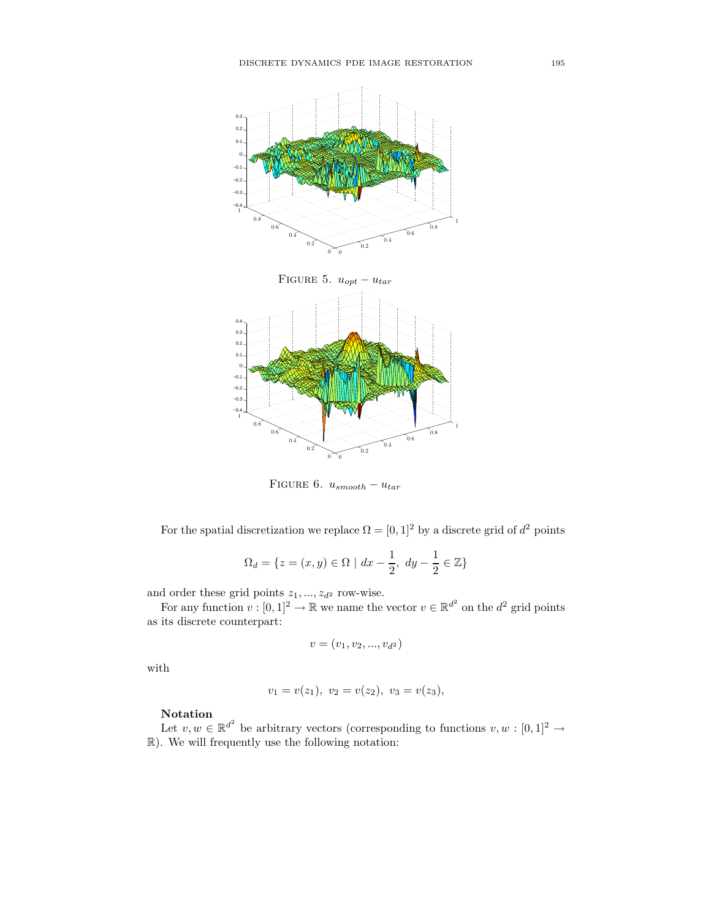FIGURE 5. $u_{opt} - u_{tar}$

FIGURE 6. $u_{smooth} - u_{tar}$

For the spatial discretization we replace $\Omega = [0,1]^2$ by a discrete grid of $d^2$ points

$$\Omega_d = \{z = (x, y) \in \Omega \mid dx - \frac{1}{2},\ dy - \frac{1}{2} \in \mathbb{Z}\}$$

and order these grid points $z_1, ..., z_{d^2}$ row-wise.

For any function $v : [0,1]^2 \to \mathbb{R}$ we name the vector $v \in \mathbb{R}^{d^2}$ on the $d^2$ grid points as its discrete counterpart:

$$v = (v_1, v_2, ..., v_{d^2})$$

with

$$v_1 = v(z_1),\ v_2 = v(z_2),\ v_3 = v(z_3),$$

**Notation**

Let $v, w \in \mathbb{R}^{d^2}$ be arbitrary vectors (corresponding to functions $v, w : [0,1]^2 \to \mathbb{R}$). We will frequently use the following notation: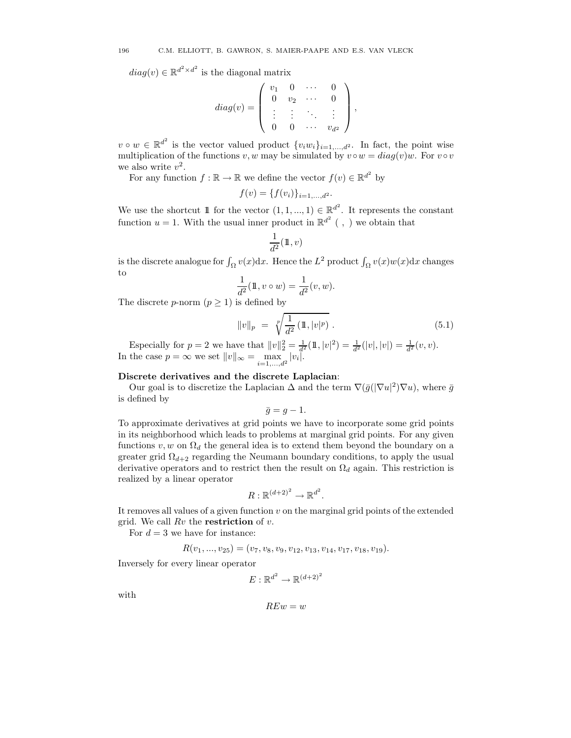$diag(v) \in \mathbb{R}^{d^2 \times d^2}$ is the diagonal matrix

$$diag(v) = \begin{pmatrix} v_1 & 0 & \cdots & 0 \\ 0 & v_2 & \cdots & 0 \\ \vdots & \vdots & \ddots & \vdots \\ 0 & 0 & \cdots & v_{d^2} \end{pmatrix},$$

$v \circ w \in \mathbb{R}^{d^2}$ is the vector valued product $\{v_i w_i\}_{i=1,\ldots,d^2}$. In fact, the point wise multiplication of the functions $v, w$ may be simulated by $v \circ w = diag(v)w$. For $v \circ v$ we also write $v^2$.

For any function $f : \mathbb{R} \to \mathbb{R}$ we define the vector $f(v) \in \mathbb{R}^{d^2}$ by

$$f(v) = \{f(v_i)\}_{i=1,\ldots,d^2}.$$

We use the shortcut $\mathbb{1}$ for the vector $(1, 1, ..., 1) \in \mathbb{R}^{d^2}$. It represents the constant function $u = 1$. With the usual inner product in $\mathbb{R}^{d^2}$ $(\ ,\ )$ we obtain that

$$\frac{1}{d^2}(\mathbb{1}, v)$$

is the discrete analogue for $\int_\Omega v(x)\mathrm{d}x$. Hence the $L^2$ product $\int_\Omega v(x)w(x)\mathrm{d}x$ changes to

$$\frac{1}{d^2}(\mathbb{1}, v \circ w) = \frac{1}{d^2}(v, w).$$

The discrete $p$-norm ($p \geq 1$) is defined by

$$\|v\|_p \ = \ \sqrt[p]{\frac{1}{d^2}\left(\mathbb{1}, |v|^p\right)}\ . \tag{5.1}$$

Especially for $p = 2$ we have that $\|v\|_2^2 = \frac{1}{d^2}(\mathbb{1}, |v|^2) = \frac{1}{d^2}(|v|, |v|) = \frac{1}{d^2}(v, v)$. In the case $p = \infty$ we set $\|v\|_\infty = \max\limits_{i=1,\ldots,d^2} |v_i|$.

**Discrete derivatives and the discrete Laplacian**:

Our goal is to discretize the Laplacian $\Delta$ and the term $\nabla(\bar{g}(|\nabla u|^2)\nabla u)$, where $\bar{g}$ is defined by

$$\bar{g} = g - 1.$$

To approximate derivatives at grid points we have to incorporate some grid points in its neighborhood which leads to problems at marginal grid points. For any given functions $v, w$ on $\Omega_d$ the general idea is to extend them beyond the boundary on a greater grid $\Omega_{d+2}$ regarding the Neumann boundary conditions, to apply the usual derivative operators and to restrict then the result on $\Omega_d$ again. This restriction is realized by a linear operator

$$R : \mathbb{R}^{(d+2)^2} \to \mathbb{R}^{d^2}.$$

It removes all values of a given function $v$ on the marginal grid points of the extended grid. We call $Rv$ the **restriction** of $v$.

For $d = 3$ we have for instance:

$$R(v_1, ..., v_{25}) = (v_7, v_8, v_9, v_{12}, v_{13}, v_{14}, v_{17}, v_{18}, v_{19}).$$

Inversely for every linear operator

$$E : \mathbb{R}^{d^2} \to \mathbb{R}^{(d+2)^2}$$

with

$$REw = w$$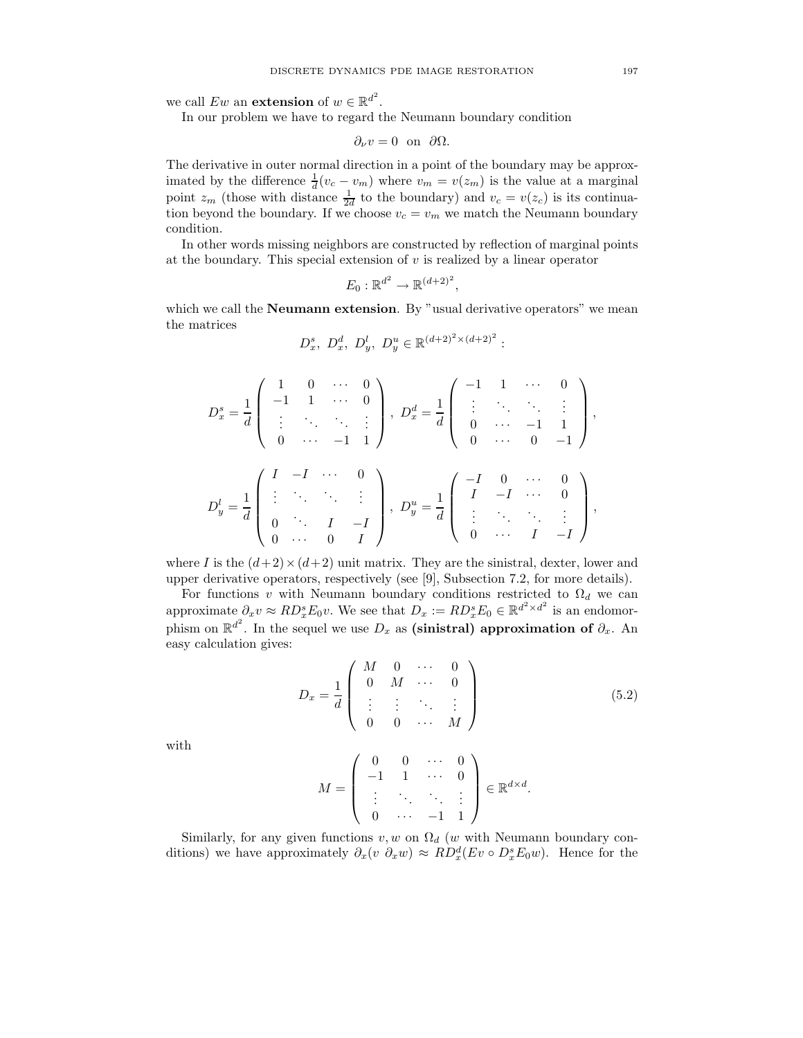we call $Ew$ an **extension** of $w \in \mathbb{R}^{d^2}$.

In our problem we have to regard the Neumann boundary condition

$$\partial_\nu v = 0 \text{ on } \partial\Omega.$$

The derivative in outer normal direction in a point of the boundary may be approximated by the difference $\frac{1}{d}(v_c - v_m)$ where $v_m = v(z_m)$ is the value at a marginal point $z_m$ (those with distance $\frac{1}{2d}$ to the boundary) and $v_c = v(z_c)$ is its continuation beyond the boundary. If we choose $v_c = v_m$ we match the Neumann boundary condition.

In other words missing neighbors are constructed by reflection of marginal points at the boundary. This special extension of $v$ is realized by a linear operator

$$E_0 : \mathbb{R}^{d^2} \to \mathbb{R}^{(d+2)^2},$$

which we call the **Neumann extension**. By "usual derivative operators" we mean the matrices

$$D_x^s,\ D_x^d,\ D_y^l,\ D_y^u \in \mathbb{R}^{(d+2)^2 \times (d+2)^2} :$$

$$D_x^s = \frac{1}{d}\begin{pmatrix} 1 & 0 & \cdots & 0 \\ -1 & 1 & \cdots & 0 \\ \vdots & \ddots & \ddots & \vdots \\ 0 & \cdots & -1 & 1 \end{pmatrix},\ D_x^d = \frac{1}{d}\begin{pmatrix} -1 & 1 & \cdots & 0 \\ \vdots & \ddots & \ddots & \vdots \\ 0 & \cdots & -1 & 1 \\ 0 & \cdots & 0 & -1 \end{pmatrix},$$

$$D_y^l = \frac{1}{d}\begin{pmatrix} I & -I & \cdots & 0 \\ \vdots & \ddots & \ddots & \vdots \\ 0 & \ddots & I & -I \\ 0 & \cdots & 0 & I \end{pmatrix},\ D_y^u = \frac{1}{d}\begin{pmatrix} -I & 0 & \cdots & 0 \\ I & -I & \cdots & 0 \\ \vdots & \ddots & \ddots & \vdots \\ 0 & \cdots & I & -I \end{pmatrix},$$

where $I$ is the $(d+2)\times(d+2)$ unit matrix. They are the sinistral, dexter, lower and upper derivative operators, respectively (see [9], Subsection 7.2, for more details).

For functions $v$ with Neumann boundary conditions restricted to $\Omega_d$ we can approximate $\partial_x v \approx RD_x^s E_0 v$. We see that $D_x := RD_x^s E_0 \in \mathbb{R}^{d^2 \times d^2}$ is an endomorphism on $\mathbb{R}^{d^2}$. In the sequel we use $D_x$ as **(sinistral) approximation of** $\partial_x$. An easy calculation gives:

$$D_x = \frac{1}{d}\begin{pmatrix} M & 0 & \cdots & 0 \\ 0 & M & \cdots & 0 \\ \vdots & \vdots & \ddots & \vdots \\ 0 & 0 & \cdots & M \end{pmatrix} \tag{5.2}$$

with

$$M = \begin{pmatrix} 0 & 0 & \cdots & 0 \\ -1 & 1 & \cdots & 0 \\ \vdots & \ddots & \ddots & \vdots \\ 0 & \cdots & -1 & 1 \end{pmatrix} \in \mathbb{R}^{d \times d}.$$

Similarly, for any given functions $v, w$ on $\Omega_d$ ($w$ with Neumann boundary conditions) we have approximately $\partial_x(v\ \partial_x w) \approx RD_x^d(Ev \circ D_x^s E_0 w)$. Hence for the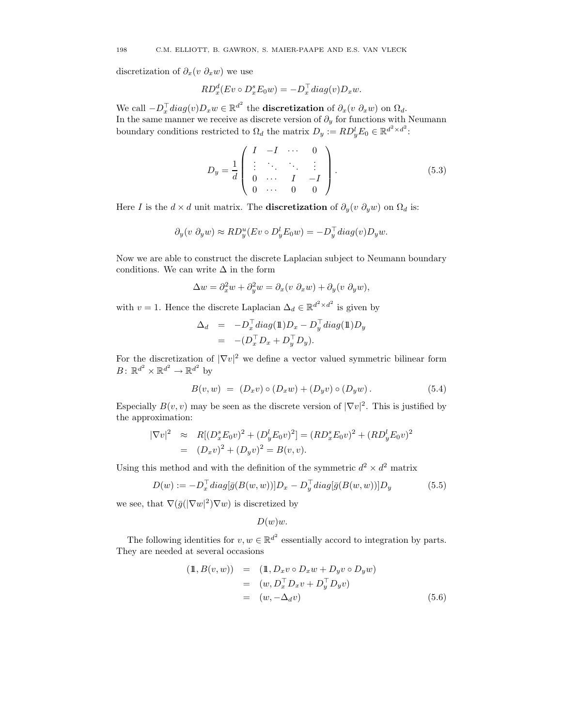discretization of $\partial_x(v\ \partial_x w)$ we use

$$RD_x^d(Ev \circ D_x^s E_0 w) = -D_x^\top diag(v) D_x w.$$

We call $-D_x^\top diag(v) D_x w \in \mathbb{R}^{d^2}$ the **discretization** of $\partial_x(v\ \partial_x w)$ on $\Omega_d$.
In the same manner we receive as discrete version of $\partial_y$ for functions with Neumann boundary conditions restricted to $\Omega_d$ the matrix $D_y := RD_y^l E_0 \in \mathbb{R}^{d^2 \times d^2}$:

$$D_y = \frac{1}{d} \begin{pmatrix} I & -I & \cdots & 0 \\ \vdots & \ddots & \ddots & \vdots \\ 0 & \cdots & I & -I \\ 0 & \cdots & 0 & 0 \end{pmatrix}. \tag{5.3}$$

Here $I$ is the $d \times d$ unit matrix. The **discretization** of $\partial_y(v\ \partial_y w)$ on $\Omega_d$ is:

$$\partial_y(v\ \partial_y w) \approx RD_y^u(Ev \circ D_y^l E_0 w) = -D_y^\top diag(v) D_y w.$$

Now we are able to construct the discrete Laplacian subject to Neumann boundary conditions. We can write $\Delta$ in the form

$$\Delta w = \partial_x^2 w + \partial_y^2 w = \partial_x(v\ \partial_x w) + \partial_y(v\ \partial_y w),$$

with $v = 1$. Hence the discrete Laplacian $\Delta_d \in \mathbb{R}^{d^2 \times d^2}$ is given by

$$\begin{aligned} \Delta_d &= -D_x^\top diag(\mathbb{1}) D_x - D_y^\top diag(\mathbb{1}) D_y \\ &= -(D_x^\top D_x + D_y^\top D_y). \end{aligned}$$

For the discretization of $|\nabla v|^2$ we define a vector valued symmetric bilinear form $B \colon \mathbb{R}^{d^2} \times \mathbb{R}^{d^2} \to \mathbb{R}^{d^2}$ by

$$B(v, w) \ = \ (D_x v) \circ (D_x w) + (D_y v) \circ (D_y w)\,. \tag{5.4}$$

Especially $B(v, v)$ may be seen as the discrete version of $|\nabla v|^2$. This is justified by the approximation:

$$\begin{aligned} |\nabla v|^2 &\approx R[(D_x^s E_0 v)^2 + (D_y^l E_0 v)^2] = (RD_x^s E_0 v)^2 + (RD_y^l E_0 v)^2 \\ &= (D_x v)^2 + (D_y v)^2 = B(v, v). \end{aligned}$$

Using this method and with the definition of the symmetric $d^2 \times d^2$ matrix

$$D(w) := -D_x^\top diag[\bar{g}(B(w, w))] D_x - D_y^\top diag[\bar{g}(B(w, w))] D_y \tag{5.5}$$

we see, that $\nabla(\bar{g}(|\nabla w|^2)\nabla w)$ is discretized by

$$D(w) w.$$

The following identities for $v, w \in \mathbb{R}^{d^2}$ essentially accord to integration by parts. They are needed at several occasions

$$\begin{aligned} (\mathbb{1}, B(v, w)) &= (\mathbb{1}, D_x v \circ D_x w + D_y v \circ D_y w) \\ &= (w, D_x^\top D_x v + D_y^\top D_y v) \\ &= (w, -\Delta_d v) \end{aligned} \tag{5.6}$$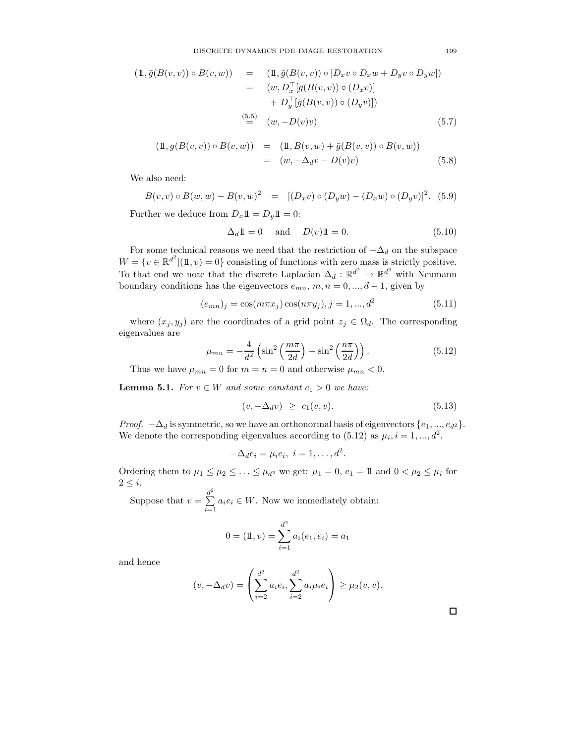$$
\begin{aligned}
(\mathbb{1}, \bar{g}(B(v,v)) \circ B(v,w)) &= (\mathbb{1}, \bar{g}(B(v,v)) \circ [D_x v \circ D_x w + D_y v \circ D_y w]) \\
&= (w, D_x^\top [\bar{g}(B(v,v)) \circ (D_x v)] \\
&\quad + D_y^\top [\bar{g}(B(v,v)) \circ (D_y v)]) \\
&\overset{(5.5)}{=} (w, -D(v)v) \qquad (5.7)
\end{aligned}
$$

$$
\begin{aligned}
(\mathbb{1}, g(B(v,v)) \circ B(v,w)) &= (\mathbb{1}, B(v,w) + \bar{g}(B(v,v)) \circ B(v,w)) \\
&= (w, -\Delta_d v - D(v)v) \qquad (5.8)
\end{aligned}
$$

We also need:

$$
B(v,v) \circ B(w,w) - B(v,w)^2 \;=\; [(D_x v) \circ (D_y w) - (D_x w) \circ (D_y v)]^2. \quad (5.9)
$$

Further we deduce from $D_x \mathbb{1} = D_y \mathbb{1} = 0$:

$$
\Delta_d \mathbb{1} = 0 \quad \text{and} \quad D(v)\mathbb{1} = 0. \qquad (5.10)
$$

For some technical reasons we need that the restriction of $-\Delta_d$ on the subspace $W = \{v \in \mathbb{R}^{d^2} | (\mathbb{1}, v) = 0\}$ consisting of functions with zero mass is strictly positive. To that end we note that the discrete Laplacian $\Delta_d : \mathbb{R}^{d^2} \to \mathbb{R}^{d^2}$ with Neumann boundary conditions has the eigenvectors $e_{mn}$, $m, n = 0, ..., d-1$, given by

$$
(e_{mn})_j = \cos(m\pi x_j)\cos(n\pi y_j), j = 1, ..., d^2 \qquad (5.11)
$$

where $(x_j, y_j)$ are the coordinates of a grid point $z_j \in \Omega_d$. The corresponding eigenvalues are

$$
\mu_{mn} = -\frac{4}{d^2}\left(\sin^2\left(\frac{m\pi}{2d}\right) + \sin^2\left(\frac{n\pi}{2d}\right)\right). \qquad (5.12)
$$

Thus we have $\mu_{mn} = 0$ for $m = n = 0$ and otherwise $\mu_{mn} < 0$.

**Lemma 5.1.** *For $v \in W$ and some constant $c_1 > 0$ we have:*

$$
(v, -\Delta_d v) \;\geq\; c_1(v, v). \qquad (5.13)
$$

*Proof.* $-\Delta_d$ is symmetric, so we have an orthonormal basis of eigenvectors $\{e_1, ..., e_{d^2}\}$. We denote the corresponding eigenvalues according to (5.12) as $\mu_i, i = 1, ..., d^2$.

$$
-\Delta_d e_i = \mu_i e_i, \; i = 1, \ldots, d^2.
$$

Ordering them to $\mu_1 \leq \mu_2 \leq \ldots \leq \mu_{d^2}$ we get: $\mu_1 = 0$, $e_1 = \mathbb{1}$ and $0 < \mu_2 \leq \mu_i$ for $2 \leq i$.

Suppose that $v = \sum_{i=1}^{d^2} a_i e_i \in W$. Now we immediately obtain:

$$
0 = (\mathbb{1}, v) = \sum_{i=1}^{d^2} a_i (e_1, e_i) = a_1
$$

and hence

$$
(v, -\Delta_d v) = \left(\sum_{i=2}^{d^2} a_i e_i, \sum_{i=2}^{d^2} a_i \mu_i e_i\right) \geq \mu_2(v, v).
$$

$\square$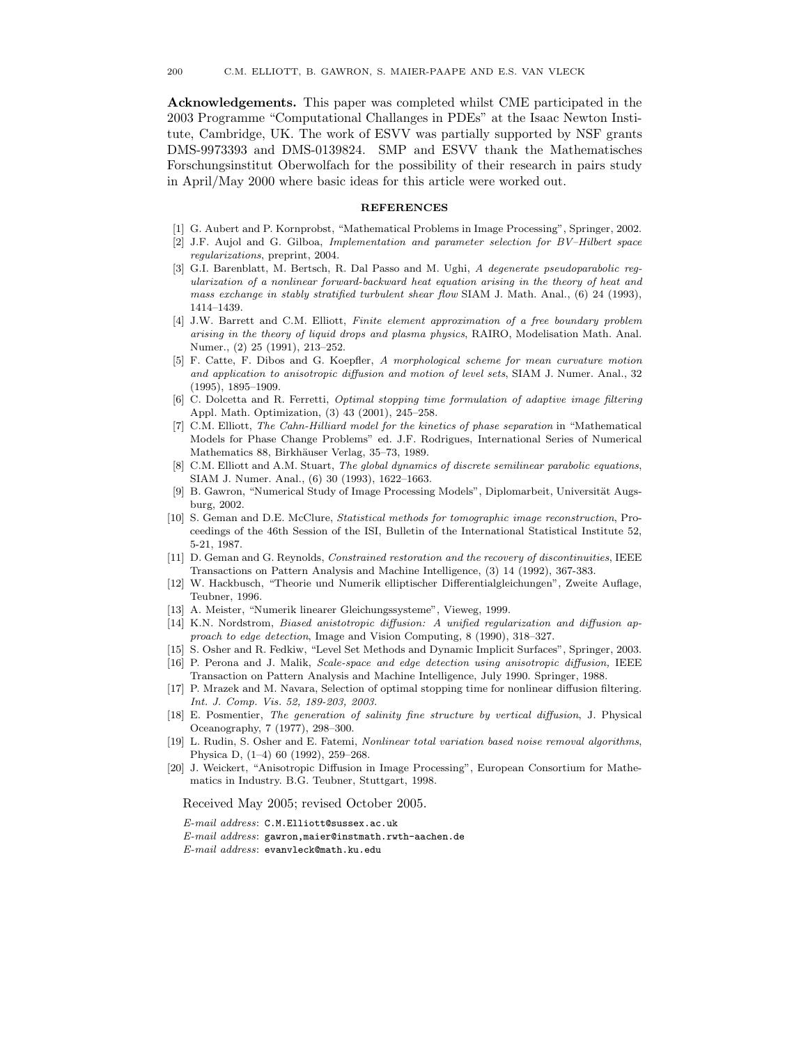**Acknowledgements.** This paper was completed whilst CME participated in the 2003 Programme "Computational Challanges in PDEs" at the Isaac Newton Institute, Cambridge, UK. The work of ESVV was partially supported by NSF grants DMS-9973393 and DMS-0139824. SMP and ESVV thank the Mathematisches Forschungsinstitut Oberwolfach for the possibility of their research in pairs study in April/May 2000 where basic ideas for this article were worked out.

## REFERENCES

[1] G. Aubert and P. Kornprobst, "Mathematical Problems in Image Processing", Springer, 2002.

[2] J.F. Aujol and G. Gilboa, *Implementation and parameter selection for BV–Hilbert space regularizations*, preprint, 2004.

[3] G.I. Barenblatt, M. Bertsch, R. Dal Passo and M. Ughi, *A degenerate pseudoparabolic regularization of a nonlinear forward-backward heat equation arising in the theory of heat and mass exchange in stably stratified turbulent shear flow* SIAM J. Math. Anal., (6) 24 (1993), 1414–1439.

[4] J.W. Barrett and C.M. Elliott, *Finite element approximation of a free boundary problem arising in the theory of liquid drops and plasma physics*, RAIRO, Modelisation Math. Anal. Numer., (2) 25 (1991), 213–252.

[5] F. Catte, F. Dibos and G. Koepfler, *A morphological scheme for mean curvature motion and application to anisotropic diffusion and motion of level sets*, SIAM J. Numer. Anal., 32 (1995), 1895–1909.

[6] C. Dolcetta and R. Ferretti, *Optimal stopping time formulation of adaptive image filtering* Appl. Math. Optimization, (3) 43 (2001), 245–258.

[7] C.M. Elliott, *The Cahn-Hilliard model for the kinetics of phase separation* in "Mathematical Models for Phase Change Problems" ed. J.F. Rodrigues, International Series of Numerical Mathematics 88, Birkhäuser Verlag, 35–73, 1989.

[8] C.M. Elliott and A.M. Stuart, *The global dynamics of discrete semilinear parabolic equations*, SIAM J. Numer. Anal., (6) 30 (1993), 1622–1663.

[9] B. Gawron, "Numerical Study of Image Processing Models", Diplomarbeit, Universität Augsburg, 2002.

[10] S. Geman and D.E. McClure, *Statistical methods for tomographic image reconstruction*, Proceedings of the 46th Session of the ISI, Bulletin of the International Statistical Institute 52, 5-21, 1987.

[11] D. Geman and G. Reynolds, *Constrained restoration and the recovery of discontinuities*, IEEE Transactions on Pattern Analysis and Machine Intelligence, (3) 14 (1992), 367-383.

[12] W. Hackbusch, "Theorie und Numerik elliptischer Differentialgleichungen", Zweite Auflage, Teubner, 1996.

[13] A. Meister, "Numerik linearer Gleichungssysteme", Vieweg, 1999.

[14] K.N. Nordstrom, *Biased anistotropic diffusion: A unified regularization and diffusion approach to edge detection*, Image and Vision Computing, 8 (1990), 318–327.

[15] S. Osher and R. Fedkiw, "Level Set Methods and Dynamic Implicit Surfaces", Springer, 2003.

[16] P. Perona and J. Malik, *Scale-space and edge detection using anisotropic diffusion,* IEEE Transaction on Pattern Analysis and Machine Intelligence, July 1990. Springer, 1988.

[17] P. Mrazek and M. Navara, Selection of optimal stopping time for nonlinear diffusion filtering. *Int. J. Comp. Vis. 52, 189-203, 2003.*

[18] E. Posmentier, *The generation of salinity fine structure by vertical diffusion*, J. Physical Oceanography, 7 (1977), 298–300.

[19] L. Rudin, S. Osher and E. Fatemi, *Nonlinear total variation based noise removal algorithms*, Physica D, (1–4) 60 (1992), 259–268.

[20] J. Weickert, "Anisotropic Diffusion in Image Processing", European Consortium for Mathematics in Industry. B.G. Teubner, Stuttgart, 1998.

Received May 2005; revised October 2005.

*E-mail address*: C.M.Elliott@sussex.ac.uk

*E-mail address*: gawron,maier@instmath.rwth-aachen.de

*E-mail address*: evanvleck@math.ku.edu